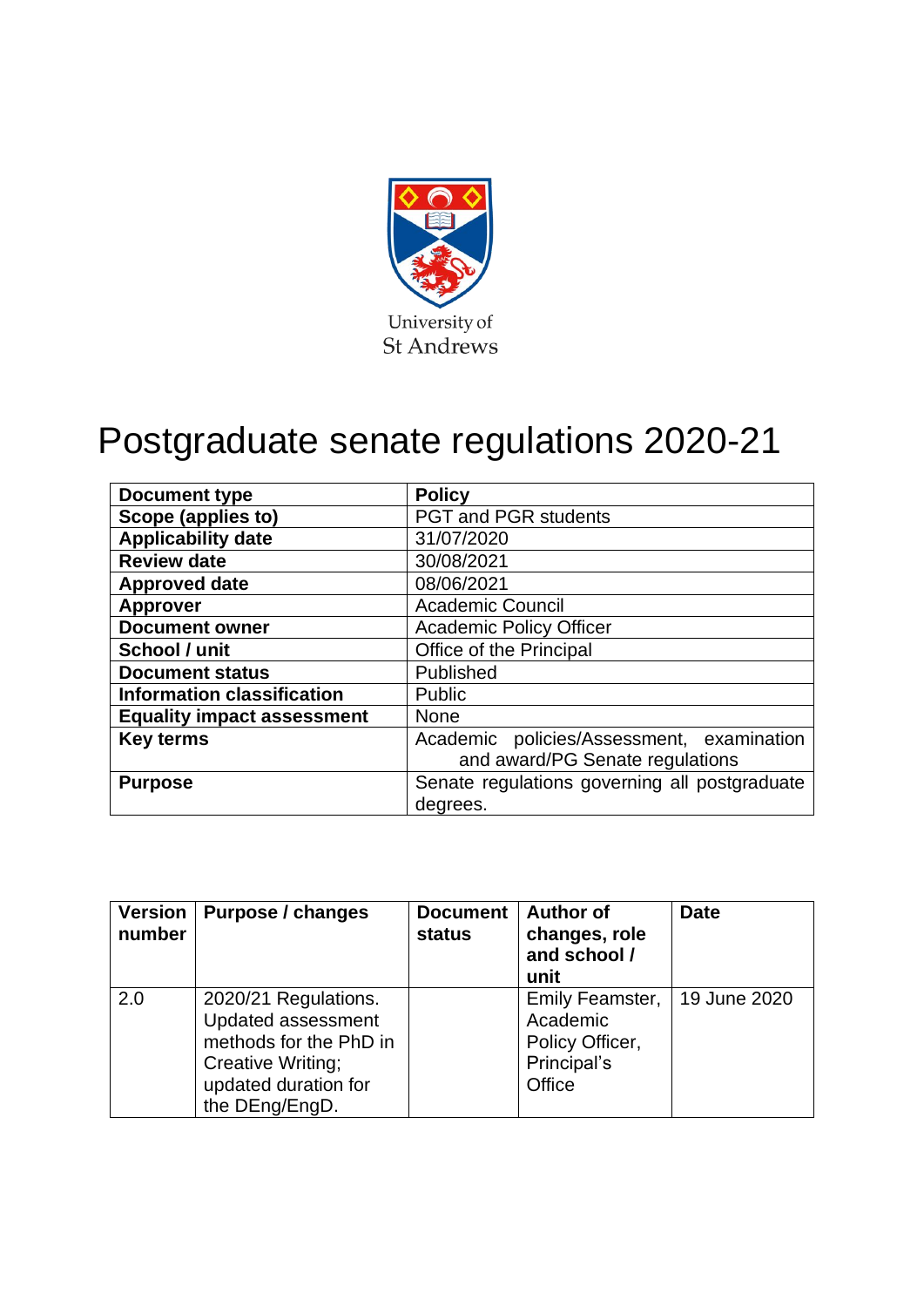University of St Andrews

# Postgraduate senate regulations 2020-21

| Document type | Policy |
|---|---|
| Scope (applies to) | PGT and PGR students |
| Applicability date | 31/07/2020 |
| Review date | 30/08/2021 |
| Approved date | 08/06/2021 |
| Approver | Academic Council |
| Document owner | Academic Policy Officer |
| School / unit | Office of the Principal |
| Document status | Published |
| Information classification | Public |
| Equality impact assessment | None |
| Key terms | Academic policies/Assessment, examination and award/PG Senate regulations |
| Purpose | Senate regulations governing all postgraduate degrees. |

| Version number | Purpose / changes | Document status | Author of changes, role and school / unit | Date |
|---|---|---|---|---|
| 2.0 | 2020/21 Regulations. Updated assessment methods for the PhD in Creative Writing; updated duration for the DEng/EngD. | | Emily Feamster, Academic Policy Officer, Principal's Office | 19 June 2020 |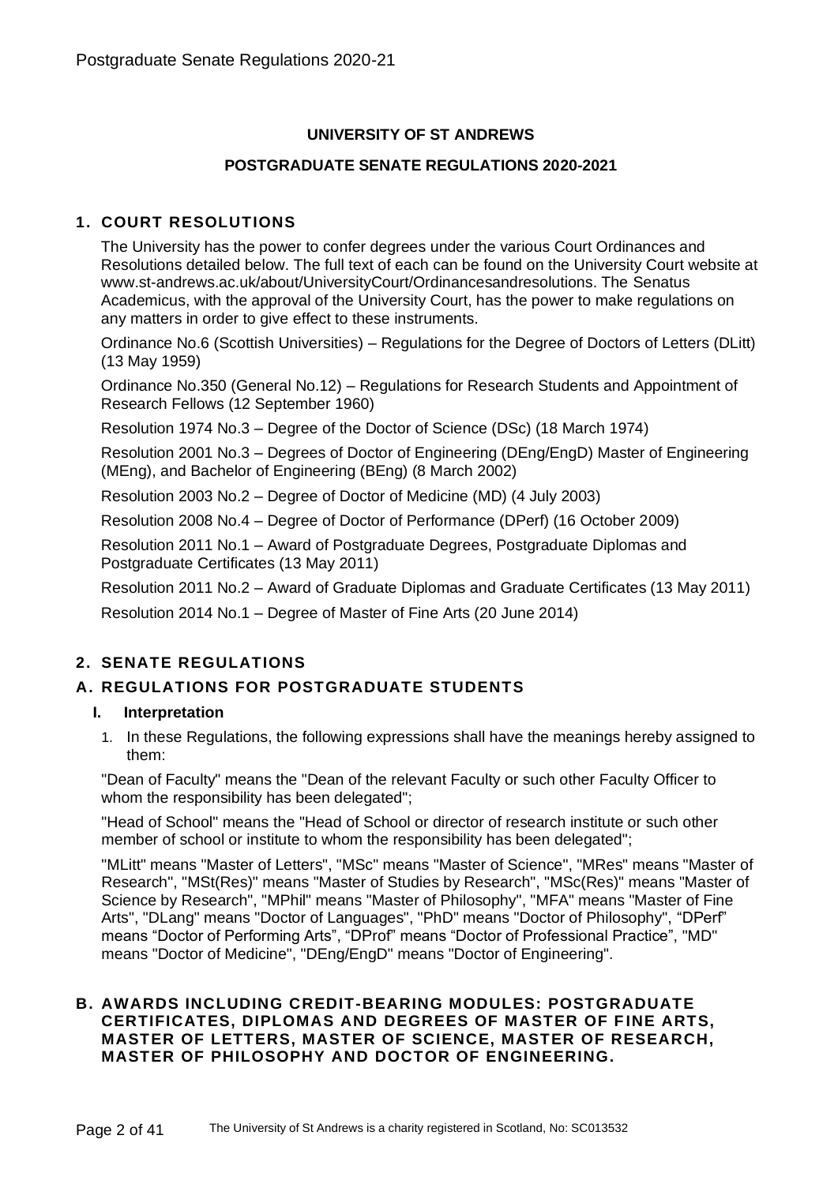**UNIVERSITY OF ST ANDREWS**

**POSTGRADUATE SENATE REGULATIONS 2020-2021**

## 1. COURT RESOLUTIONS

The University has the power to confer degrees under the various Court Ordinances and Resolutions detailed below. The full text of each can be found on the University Court website at www.st-andrews.ac.uk/about/UniversityCourt/Ordinancesandresolutions. The Senatus Academicus, with the approval of the University Court, has the power to make regulations on any matters in order to give effect to these instruments.

Ordinance No.6 (Scottish Universities) – Regulations for the Degree of Doctors of Letters (DLitt) (13 May 1959)

Ordinance No.350 (General No.12) – Regulations for Research Students and Appointment of Research Fellows (12 September 1960)

Resolution 1974 No.3 – Degree of the Doctor of Science (DSc) (18 March 1974)

Resolution 2001 No.3 – Degrees of Doctor of Engineering (DEng/EngD) Master of Engineering (MEng), and Bachelor of Engineering (BEng) (8 March 2002)

Resolution 2003 No.2 – Degree of Doctor of Medicine (MD) (4 July 2003)

Resolution 2008 No.4 – Degree of Doctor of Performance (DPerf) (16 October 2009)

Resolution 2011 No.1 – Award of Postgraduate Degrees, Postgraduate Diplomas and Postgraduate Certificates (13 May 2011)

Resolution 2011 No.2 – Award of Graduate Diplomas and Graduate Certificates (13 May 2011)

Resolution 2014 No.1 – Degree of Master of Fine Arts (20 June 2014)

## 2. SENATE REGULATIONS

## A. REGULATIONS FOR POSTGRADUATE STUDENTS

### I. Interpretation

1. In these Regulations, the following expressions shall have the meanings hereby assigned to them:

"Dean of Faculty" means the "Dean of the relevant Faculty or such other Faculty Officer to whom the responsibility has been delegated";

"Head of School" means the "Head of School or director of research institute or such other member of school or institute to whom the responsibility has been delegated";

"MLitt" means "Master of Letters", "MSc" means "Master of Science", "MRes" means "Master of Research", "MSt(Res)" means "Master of Studies by Research", "MSc(Res)" means "Master of Science by Research", "MPhil" means "Master of Philosophy", "MFA" means "Master of Fine Arts", "DLang" means "Doctor of Languages", "PhD" means "Doctor of Philosophy", "DPerf" means "Doctor of Performing Arts", "DProf" means "Doctor of Professional Practice", "MD" means "Doctor of Medicine", "DEng/EngD" means "Doctor of Engineering".

## B. AWARDS INCLUDING CREDIT-BEARING MODULES: POSTGRADUATE CERTIFICATES, DIPLOMAS AND DEGREES OF MASTER OF FINE ARTS, MASTER OF LETTERS, MASTER OF SCIENCE, MASTER OF RESEARCH, MASTER OF PHILOSOPHY AND DOCTOR OF ENGINEERING.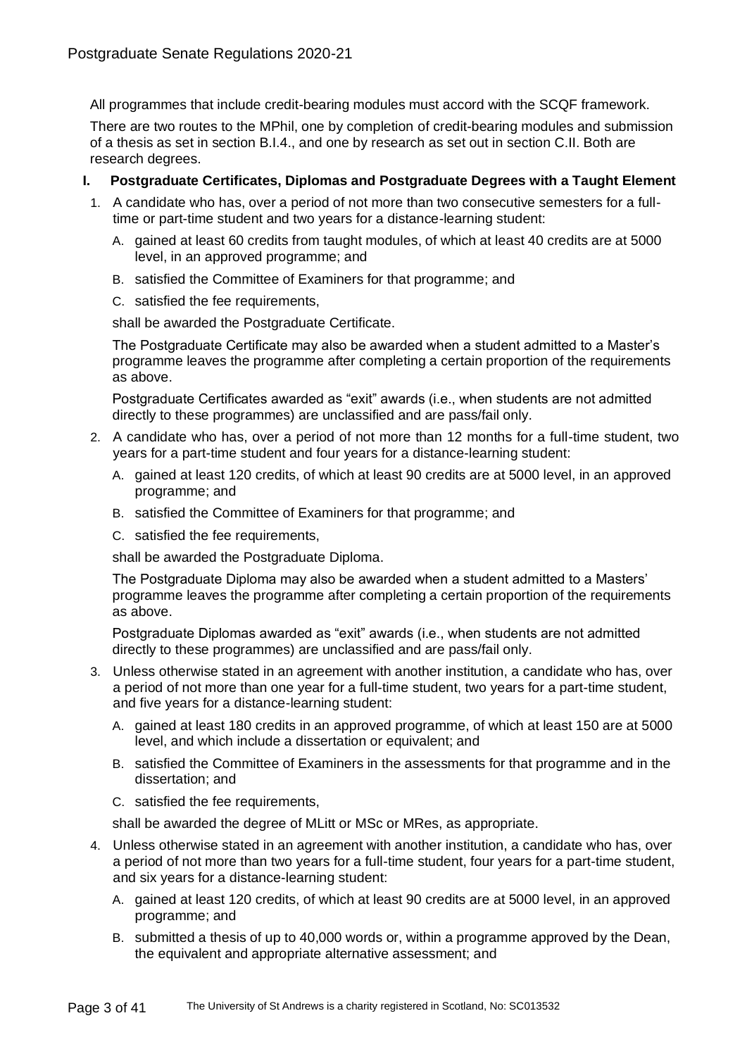All programmes that include credit-bearing modules must accord with the SCQF framework.

There are two routes to the MPhil, one by completion of credit-bearing modules and submission of a thesis as set in section B.I.4., and one by research as set out in section C.II. Both are research degrees.

## I. Postgraduate Certificates, Diplomas and Postgraduate Degrees with a Taught Element

1. A candidate who has, over a period of not more than two consecutive semesters for a full-time or part-time student and two years for a distance-learning student:

   A. gained at least 60 credits from taught modules, of which at least 40 credits are at 5000 level, in an approved programme; and

   B. satisfied the Committee of Examiners for that programme; and

   C. satisfied the fee requirements,

   shall be awarded the Postgraduate Certificate.

   The Postgraduate Certificate may also be awarded when a student admitted to a Master's programme leaves the programme after completing a certain proportion of the requirements as above.

   Postgraduate Certificates awarded as "exit" awards (i.e., when students are not admitted directly to these programmes) are unclassified and are pass/fail only.

2. A candidate who has, over a period of not more than 12 months for a full-time student, two years for a part-time student and four years for a distance-learning student:

   A. gained at least 120 credits, of which at least 90 credits are at 5000 level, in an approved programme; and

   B. satisfied the Committee of Examiners for that programme; and

   C. satisfied the fee requirements,

   shall be awarded the Postgraduate Diploma.

   The Postgraduate Diploma may also be awarded when a student admitted to a Masters' programme leaves the programme after completing a certain proportion of the requirements as above.

   Postgraduate Diplomas awarded as "exit" awards (i.e., when students are not admitted directly to these programmes) are unclassified and are pass/fail only.

3. Unless otherwise stated in an agreement with another institution, a candidate who has, over a period of not more than one year for a full-time student, two years for a part-time student, and five years for a distance-learning student:

   A. gained at least 180 credits in an approved programme, of which at least 150 are at 5000 level, and which include a dissertation or equivalent; and

   B. satisfied the Committee of Examiners in the assessments for that programme and in the dissertation; and

   C. satisfied the fee requirements,

   shall be awarded the degree of MLitt or MSc or MRes, as appropriate.

4. Unless otherwise stated in an agreement with another institution, a candidate who has, over a period of not more than two years for a full-time student, four years for a part-time student, and six years for a distance-learning student:

   A. gained at least 120 credits, of which at least 90 credits are at 5000 level, in an approved programme; and

   B. submitted a thesis of up to 40,000 words or, within a programme approved by the Dean, the equivalent and appropriate alternative assessment; and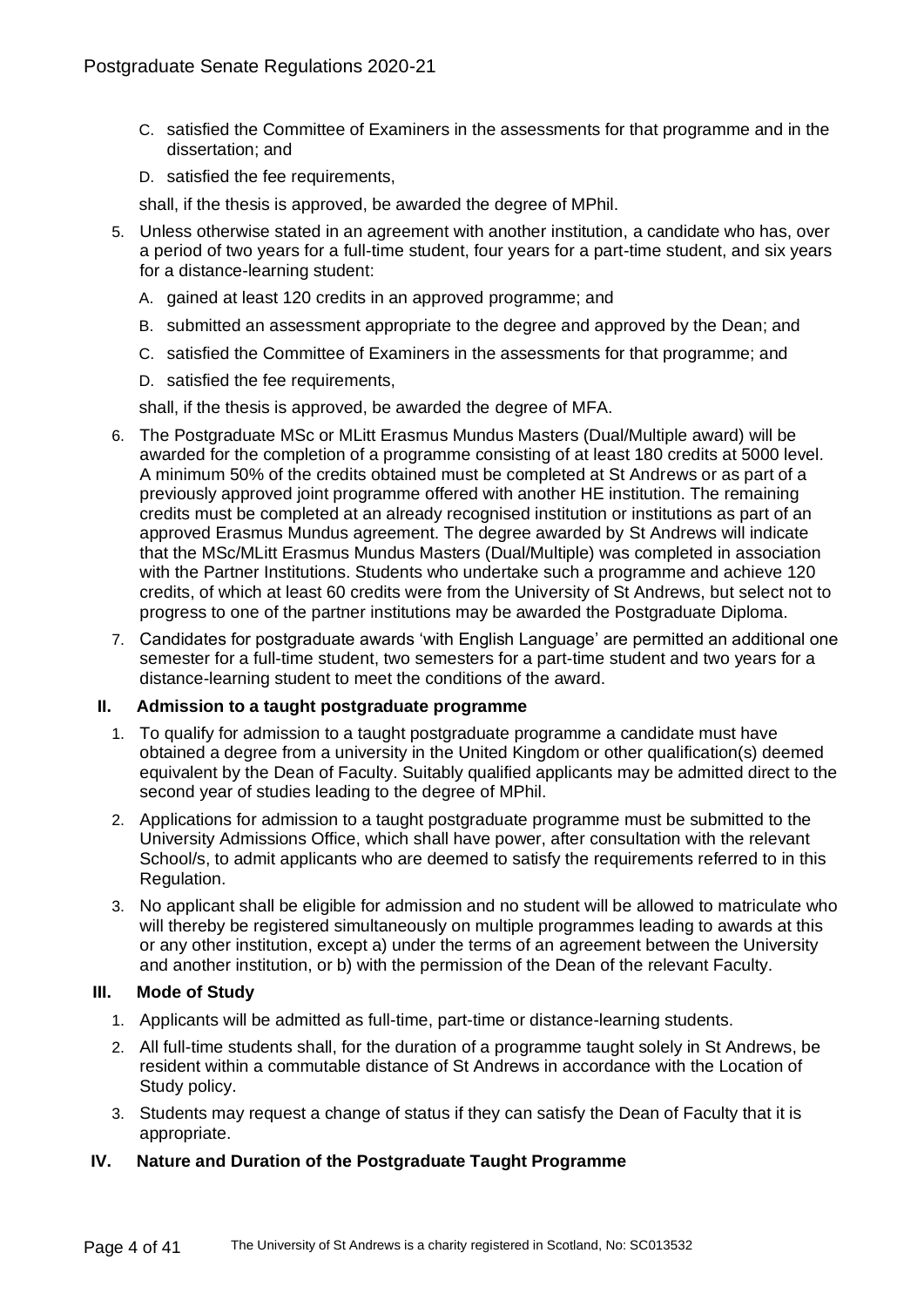C. satisfied the Committee of Examiners in the assessments for that programme and in the dissertation; and

D. satisfied the fee requirements,

shall, if the thesis is approved, be awarded the degree of MPhil.

5. Unless otherwise stated in an agreement with another institution, a candidate who has, over a period of two years for a full-time student, four years for a part-time student, and six years for a distance-learning student:

   A. gained at least 120 credits in an approved programme; and

   B. submitted an assessment appropriate to the degree and approved by the Dean; and

   C. satisfied the Committee of Examiners in the assessments for that programme; and

   D. satisfied the fee requirements,

   shall, if the thesis is approved, be awarded the degree of MFA.

6. The Postgraduate MSc or MLitt Erasmus Mundus Masters (Dual/Multiple award) will be awarded for the completion of a programme consisting of at least 180 credits at 5000 level. A minimum 50% of the credits obtained must be completed at St Andrews or as part of a previously approved joint programme offered with another HE institution. The remaining credits must be completed at an already recognised institution or institutions as part of an approved Erasmus Mundus agreement. The degree awarded by St Andrews will indicate that the MSc/MLitt Erasmus Mundus Masters (Dual/Multiple) was completed in association with the Partner Institutions. Students who undertake such a programme and achieve 120 credits, of which at least 60 credits were from the University of St Andrews, but select not to progress to one of the partner institutions may be awarded the Postgraduate Diploma.

7. Candidates for postgraduate awards 'with English Language' are permitted an additional one semester for a full-time student, two semesters for a part-time student and two years for a distance-learning student to meet the conditions of the award.

## II. Admission to a taught postgraduate programme

1. To qualify for admission to a taught postgraduate programme a candidate must have obtained a degree from a university in the United Kingdom or other qualification(s) deemed equivalent by the Dean of Faculty. Suitably qualified applicants may be admitted direct to the second year of studies leading to the degree of MPhil.

2. Applications for admission to a taught postgraduate programme must be submitted to the University Admissions Office, which shall have power, after consultation with the relevant School/s, to admit applicants who are deemed to satisfy the requirements referred to in this Regulation.

3. No applicant shall be eligible for admission and no student will be allowed to matriculate who will thereby be registered simultaneously on multiple programmes leading to awards at this or any other institution, except a) under the terms of an agreement between the University and another institution, or b) with the permission of the Dean of the relevant Faculty.

## III. Mode of Study

1. Applicants will be admitted as full-time, part-time or distance-learning students.

2. All full-time students shall, for the duration of a programme taught solely in St Andrews, be resident within a commutable distance of St Andrews in accordance with the Location of Study policy.

3. Students may request a change of status if they can satisfy the Dean of Faculty that it is appropriate.

## IV. Nature and Duration of the Postgraduate Taught Programme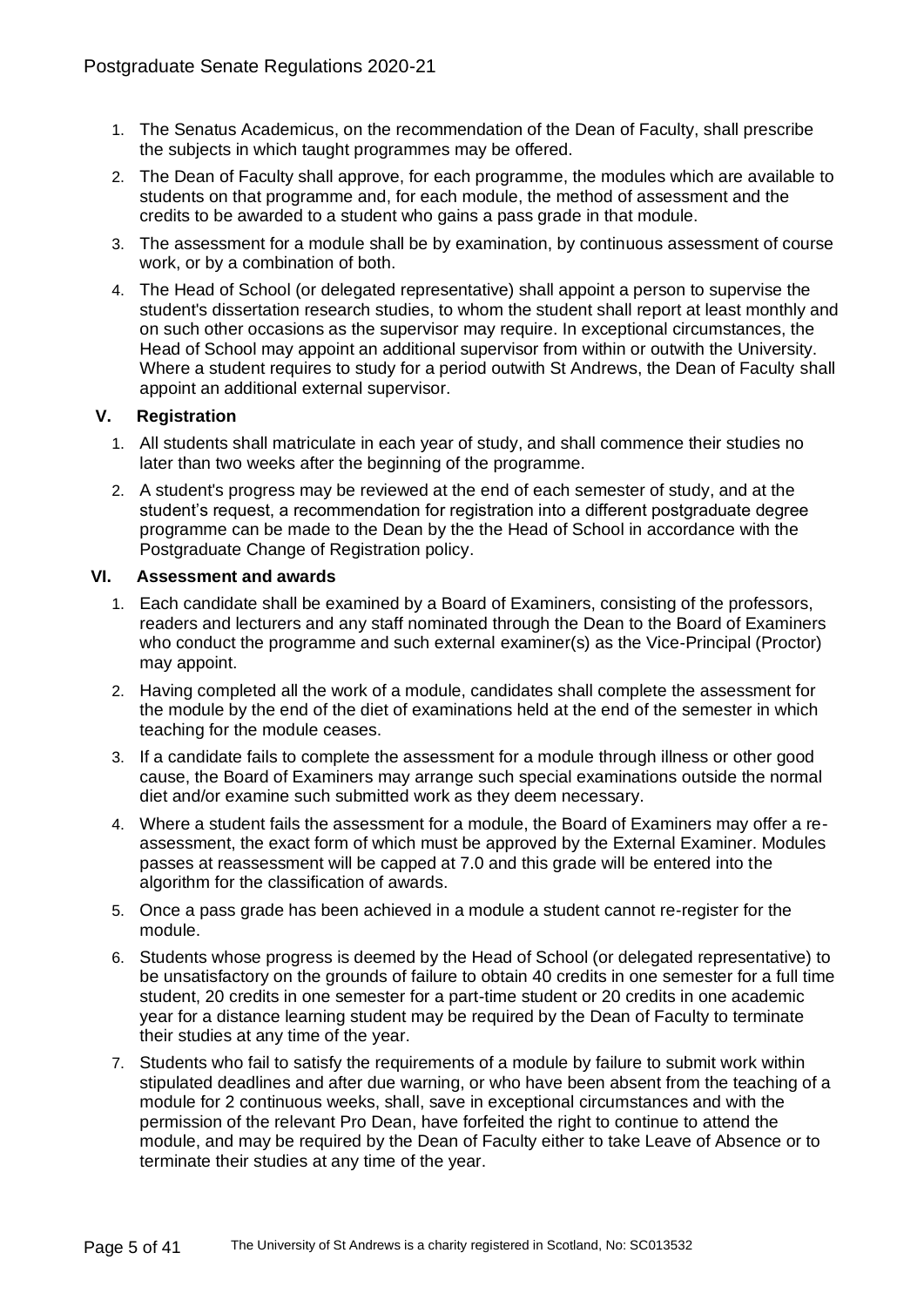1. The Senatus Academicus, on the recommendation of the Dean of Faculty, shall prescribe the subjects in which taught programmes may be offered.
2. The Dean of Faculty shall approve, for each programme, the modules which are available to students on that programme and, for each module, the method of assessment and the credits to be awarded to a student who gains a pass grade in that module.
3. The assessment for a module shall be by examination, by continuous assessment of course work, or by a combination of both.
4. The Head of School (or delegated representative) shall appoint a person to supervise the student's dissertation research studies, to whom the student shall report at least monthly and on such other occasions as the supervisor may require. In exceptional circumstances, the Head of School may appoint an additional supervisor from within or outwith the University. Where a student requires to study for a period outwith St Andrews, the Dean of Faculty shall appoint an additional external supervisor.

## V. Registration

1. All students shall matriculate in each year of study, and shall commence their studies no later than two weeks after the beginning of the programme.
2. A student's progress may be reviewed at the end of each semester of study, and at the student's request, a recommendation for registration into a different postgraduate degree programme can be made to the Dean by the the Head of School in accordance with the Postgraduate Change of Registration policy.

## VI. Assessment and awards

1. Each candidate shall be examined by a Board of Examiners, consisting of the professors, readers and lecturers and any staff nominated through the Dean to the Board of Examiners who conduct the programme and such external examiner(s) as the Vice-Principal (Proctor) may appoint.
2. Having completed all the work of a module, candidates shall complete the assessment for the module by the end of the diet of examinations held at the end of the semester in which teaching for the module ceases.
3. If a candidate fails to complete the assessment for a module through illness or other good cause, the Board of Examiners may arrange such special examinations outside the normal diet and/or examine such submitted work as they deem necessary.
4. Where a student fails the assessment for a module, the Board of Examiners may offer a re-assessment, the exact form of which must be approved by the External Examiner. Modules passes at reassessment will be capped at 7.0 and this grade will be entered into the algorithm for the classification of awards.
5. Once a pass grade has been achieved in a module a student cannot re-register for the module.
6. Students whose progress is deemed by the Head of School (or delegated representative) to be unsatisfactory on the grounds of failure to obtain 40 credits in one semester for a full time student, 20 credits in one semester for a part-time student or 20 credits in one academic year for a distance learning student may be required by the Dean of Faculty to terminate their studies at any time of the year.
7. Students who fail to satisfy the requirements of a module by failure to submit work within stipulated deadlines and after due warning, or who have been absent from the teaching of a module for 2 continuous weeks, shall, save in exceptional circumstances and with the permission of the relevant Pro Dean, have forfeited the right to continue to attend the module, and may be required by the Dean of Faculty either to take Leave of Absence or to terminate their studies at any time of the year.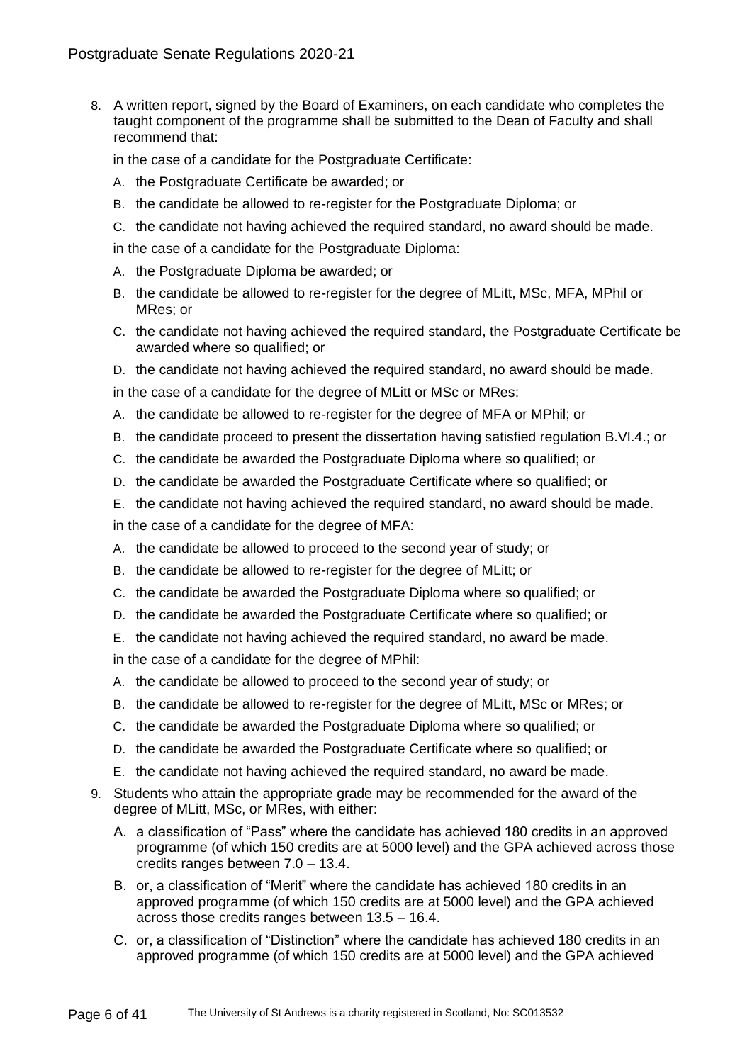8. A written report, signed by the Board of Examiners, on each candidate who completes the taught component of the programme shall be submitted to the Dean of Faculty and shall recommend that:

   in the case of a candidate for the Postgraduate Certificate:

   A. the Postgraduate Certificate be awarded; or
   B. the candidate be allowed to re-register for the Postgraduate Diploma; or
   C. the candidate not having achieved the required standard, no award should be made.

   in the case of a candidate for the Postgraduate Diploma:

   A. the Postgraduate Diploma be awarded; or
   B. the candidate be allowed to re-register for the degree of MLitt, MSc, MFA, MPhil or MRes; or
   C. the candidate not having achieved the required standard, the Postgraduate Certificate be awarded where so qualified; or
   D. the candidate not having achieved the required standard, no award should be made.

   in the case of a candidate for the degree of MLitt or MSc or MRes:

   A. the candidate be allowed to re-register for the degree of MFA or MPhil; or
   B. the candidate proceed to present the dissertation having satisfied regulation B.VI.4.; or
   C. the candidate be awarded the Postgraduate Diploma where so qualified; or
   D. the candidate be awarded the Postgraduate Certificate where so qualified; or
   E. the candidate not having achieved the required standard, no award should be made.

   in the case of a candidate for the degree of MFA:

   A. the candidate be allowed to proceed to the second year of study; or
   B. the candidate be allowed to re-register for the degree of MLitt; or
   C. the candidate be awarded the Postgraduate Diploma where so qualified; or
   D. the candidate be awarded the Postgraduate Certificate where so qualified; or
   E. the candidate not having achieved the required standard, no award be made.

   in the case of a candidate for the degree of MPhil:

   A. the candidate be allowed to proceed to the second year of study; or
   B. the candidate be allowed to re-register for the degree of MLitt, MSc or MRes; or
   C. the candidate be awarded the Postgraduate Diploma where so qualified; or
   D. the candidate be awarded the Postgraduate Certificate where so qualified; or
   E. the candidate not having achieved the required standard, no award be made.

9. Students who attain the appropriate grade may be recommended for the award of the degree of MLitt, MSc, or MRes, with either:

   A. a classification of "Pass" where the candidate has achieved 180 credits in an approved programme (of which 150 credits are at 5000 level) and the GPA achieved across those credits ranges between 7.0 – 13.4.
   B. or, a classification of "Merit" where the candidate has achieved 180 credits in an approved programme (of which 150 credits are at 5000 level) and the GPA achieved across those credits ranges between 13.5 – 16.4.
   C. or, a classification of "Distinction" where the candidate has achieved 180 credits in an approved programme (of which 150 credits are at 5000 level) and the GPA achieved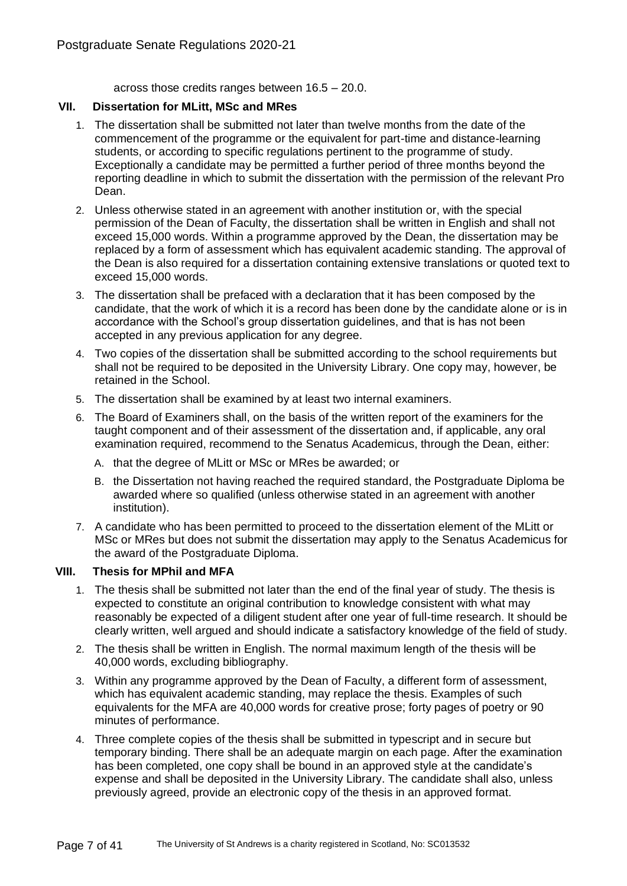across those credits ranges between 16.5 – 20.0.

## VII. Dissertation for MLitt, MSc and MRes

1. The dissertation shall be submitted not later than twelve months from the date of the commencement of the programme or the equivalent for part-time and distance-learning students, or according to specific regulations pertinent to the programme of study. Exceptionally a candidate may be permitted a further period of three months beyond the reporting deadline in which to submit the dissertation with the permission of the relevant Pro Dean.
2. Unless otherwise stated in an agreement with another institution or, with the special permission of the Dean of Faculty, the dissertation shall be written in English and shall not exceed 15,000 words. Within a programme approved by the Dean, the dissertation may be replaced by a form of assessment which has equivalent academic standing. The approval of the Dean is also required for a dissertation containing extensive translations or quoted text to exceed 15,000 words.
3. The dissertation shall be prefaced with a declaration that it has been composed by the candidate, that the work of which it is a record has been done by the candidate alone or is in accordance with the School's group dissertation guidelines, and that is has not been accepted in any previous application for any degree.
4. Two copies of the dissertation shall be submitted according to the school requirements but shall not be required to be deposited in the University Library. One copy may, however, be retained in the School.
5. The dissertation shall be examined by at least two internal examiners.
6. The Board of Examiners shall, on the basis of the written report of the examiners for the taught component and of their assessment of the dissertation and, if applicable, any oral examination required, recommend to the Senatus Academicus, through the Dean, either:
   A. that the degree of MLitt or MSc or MRes be awarded; or
   B. the Dissertation not having reached the required standard, the Postgraduate Diploma be awarded where so qualified (unless otherwise stated in an agreement with another institution).
7. A candidate who has been permitted to proceed to the dissertation element of the MLitt or MSc or MRes but does not submit the dissertation may apply to the Senatus Academicus for the award of the Postgraduate Diploma.

## VIII. Thesis for MPhil and MFA

1. The thesis shall be submitted not later than the end of the final year of study. The thesis is expected to constitute an original contribution to knowledge consistent with what may reasonably be expected of a diligent student after one year of full-time research. It should be clearly written, well argued and should indicate a satisfactory knowledge of the field of study.
2. The thesis shall be written in English. The normal maximum length of the thesis will be 40,000 words, excluding bibliography.
3. Within any programme approved by the Dean of Faculty, a different form of assessment, which has equivalent academic standing, may replace the thesis. Examples of such equivalents for the MFA are 40,000 words for creative prose; forty pages of poetry or 90 minutes of performance.
4. Three complete copies of the thesis shall be submitted in typescript and in secure but temporary binding. There shall be an adequate margin on each page. After the examination has been completed, one copy shall be bound in an approved style at the candidate's expense and shall be deposited in the University Library. The candidate shall also, unless previously agreed, provide an electronic copy of the thesis in an approved format.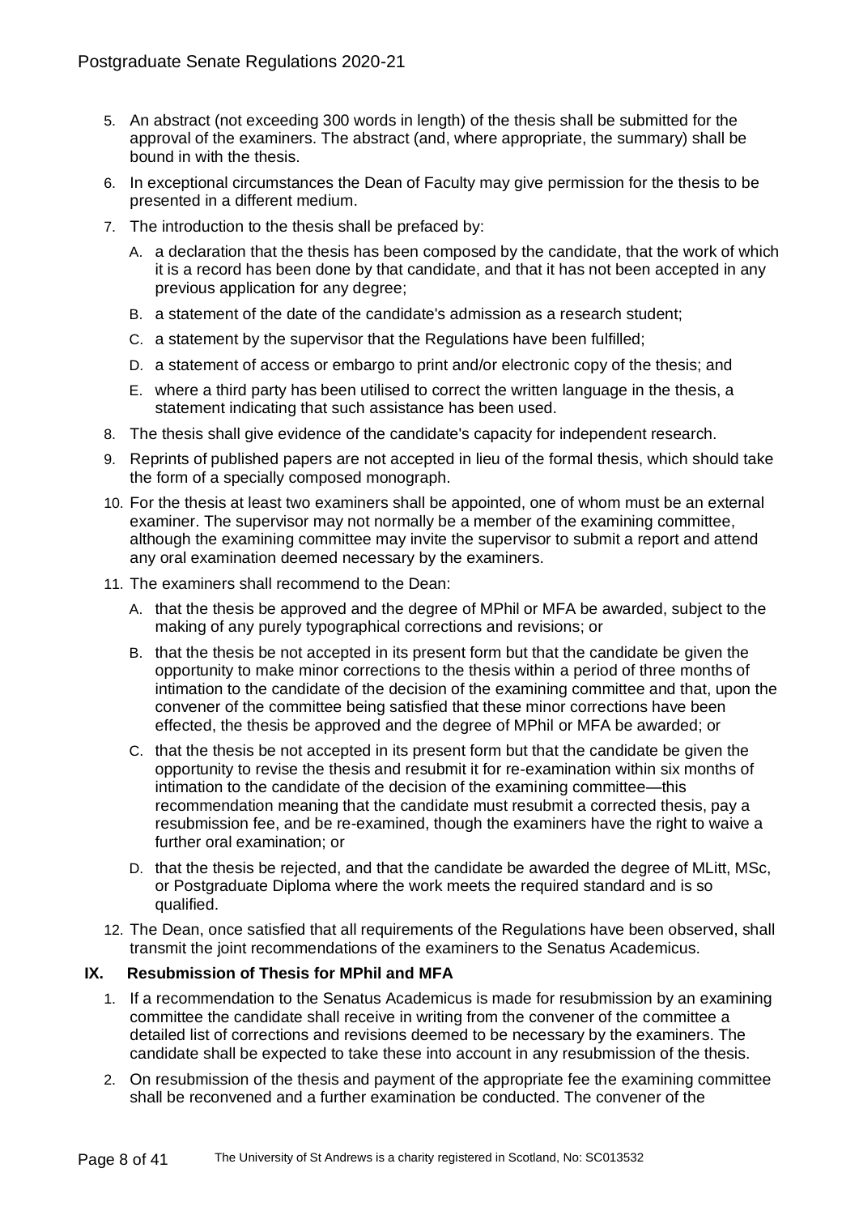5. An abstract (not exceeding 300 words in length) of the thesis shall be submitted for the approval of the examiners. The abstract (and, where appropriate, the summary) shall be bound in with the thesis.
6. In exceptional circumstances the Dean of Faculty may give permission for the thesis to be presented in a different medium.
7. The introduction to the thesis shall be prefaced by:
   A. a declaration that the thesis has been composed by the candidate, that the work of which it is a record has been done by that candidate, and that it has not been accepted in any previous application for any degree;
   B. a statement of the date of the candidate's admission as a research student;
   C. a statement by the supervisor that the Regulations have been fulfilled;
   D. a statement of access or embargo to print and/or electronic copy of the thesis; and
   E. where a third party has been utilised to correct the written language in the thesis, a statement indicating that such assistance has been used.
8. The thesis shall give evidence of the candidate's capacity for independent research.
9. Reprints of published papers are not accepted in lieu of the formal thesis, which should take the form of a specially composed monograph.
10. For the thesis at least two examiners shall be appointed, one of whom must be an external examiner. The supervisor may not normally be a member of the examining committee, although the examining committee may invite the supervisor to submit a report and attend any oral examination deemed necessary by the examiners.
11. The examiners shall recommend to the Dean:
    A. that the thesis be approved and the degree of MPhil or MFA be awarded, subject to the making of any purely typographical corrections and revisions; or
    B. that the thesis be not accepted in its present form but that the candidate be given the opportunity to make minor corrections to the thesis within a period of three months of intimation to the candidate of the decision of the examining committee and that, upon the convener of the committee being satisfied that these minor corrections have been effected, the thesis be approved and the degree of MPhil or MFA be awarded; or
    C. that the thesis be not accepted in its present form but that the candidate be given the opportunity to revise the thesis and resubmit it for re-examination within six months of intimation to the candidate of the decision of the examining committee—this recommendation meaning that the candidate must resubmit a corrected thesis, pay a resubmission fee, and be re-examined, though the examiners have the right to waive a further oral examination; or
    D. that the thesis be rejected, and that the candidate be awarded the degree of MLitt, MSc, or Postgraduate Diploma where the work meets the required standard and is so qualified.
12. The Dean, once satisfied that all requirements of the Regulations have been observed, shall transmit the joint recommendations of the examiners to the Senatus Academicus.

## IX. Resubmission of Thesis for MPhil and MFA

1. If a recommendation to the Senatus Academicus is made for resubmission by an examining committee the candidate shall receive in writing from the convener of the committee a detailed list of corrections and revisions deemed to be necessary by the examiners. The candidate shall be expected to take these into account in any resubmission of the thesis.
2. On resubmission of the thesis and payment of the appropriate fee the examining committee shall be reconvened and a further examination be conducted. The convener of the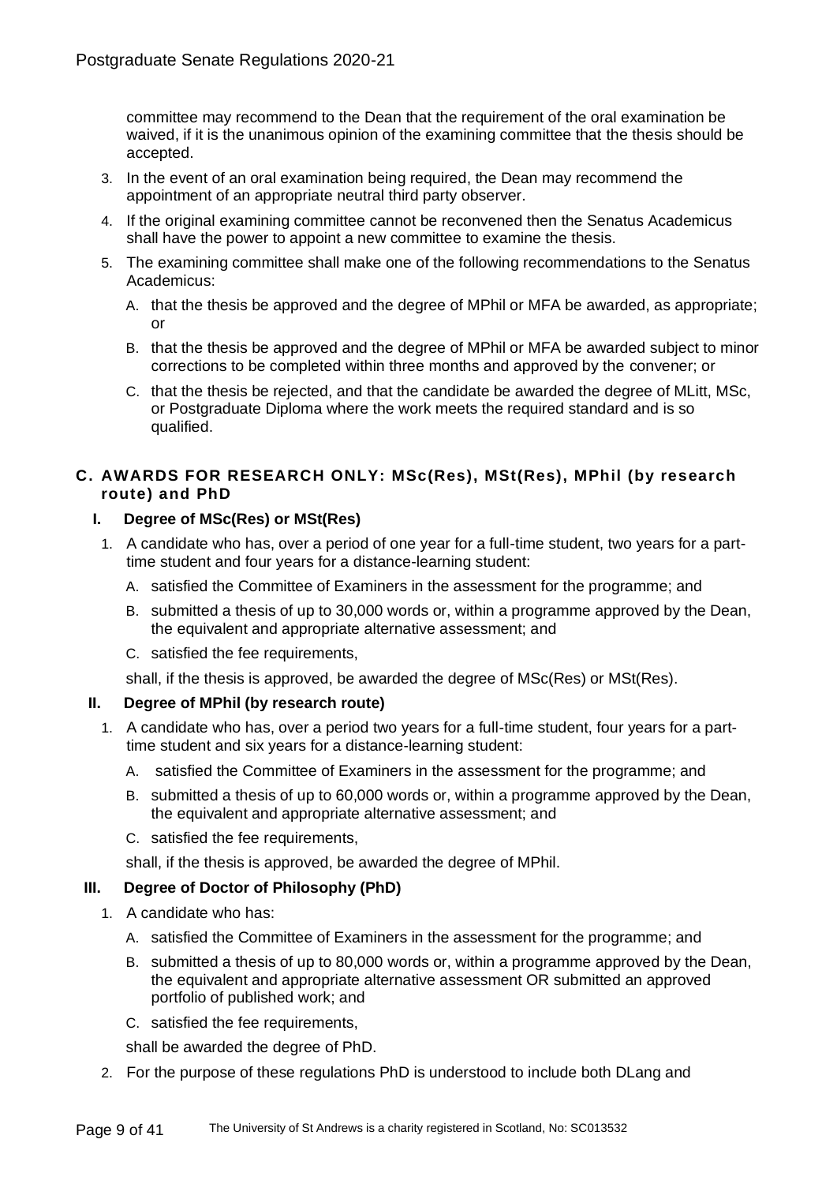committee may recommend to the Dean that the requirement of the oral examination be waived, if it is the unanimous opinion of the examining committee that the thesis should be accepted.

3. In the event of an oral examination being required, the Dean may recommend the appointment of an appropriate neutral third party observer.
4. If the original examining committee cannot be reconvened then the Senatus Academicus shall have the power to appoint a new committee to examine the thesis.
5. The examining committee shall make one of the following recommendations to the Senatus Academicus:
   A. that the thesis be approved and the degree of MPhil or MFA be awarded, as appropriate; or
   B. that the thesis be approved and the degree of MPhil or MFA be awarded subject to minor corrections to be completed within three months and approved by the convener; or
   C. that the thesis be rejected, and that the candidate be awarded the degree of MLitt, MSc, or Postgraduate Diploma where the work meets the required standard and is so qualified.

### C. AWARDS FOR RESEARCH ONLY: MSc(Res), MSt(Res), MPhil (by research route) and PhD

#### I. Degree of MSc(Res) or MSt(Res)

1. A candidate who has, over a period of one year for a full-time student, two years for a part-time student and four years for a distance-learning student:
   A. satisfied the Committee of Examiners in the assessment for the programme; and
   B. submitted a thesis of up to 30,000 words or, within a programme approved by the Dean, the equivalent and appropriate alternative assessment; and
   C. satisfied the fee requirements,

   shall, if the thesis is approved, be awarded the degree of MSc(Res) or MSt(Res).

#### II. Degree of MPhil (by research route)

1. A candidate who has, over a period two years for a full-time student, four years for a part-time student and six years for a distance-learning student:
   A. satisfied the Committee of Examiners in the assessment for the programme; and
   B. submitted a thesis of up to 60,000 words or, within a programme approved by the Dean, the equivalent and appropriate alternative assessment; and
   C. satisfied the fee requirements,

   shall, if the thesis is approved, be awarded the degree of MPhil.

#### III. Degree of Doctor of Philosophy (PhD)

1. A candidate who has:
   A. satisfied the Committee of Examiners in the assessment for the programme; and
   B. submitted a thesis of up to 80,000 words or, within a programme approved by the Dean, the equivalent and appropriate alternative assessment OR submitted an approved portfolio of published work; and
   C. satisfied the fee requirements,

   shall be awarded the degree of PhD.
2. For the purpose of these regulations PhD is understood to include both DLang and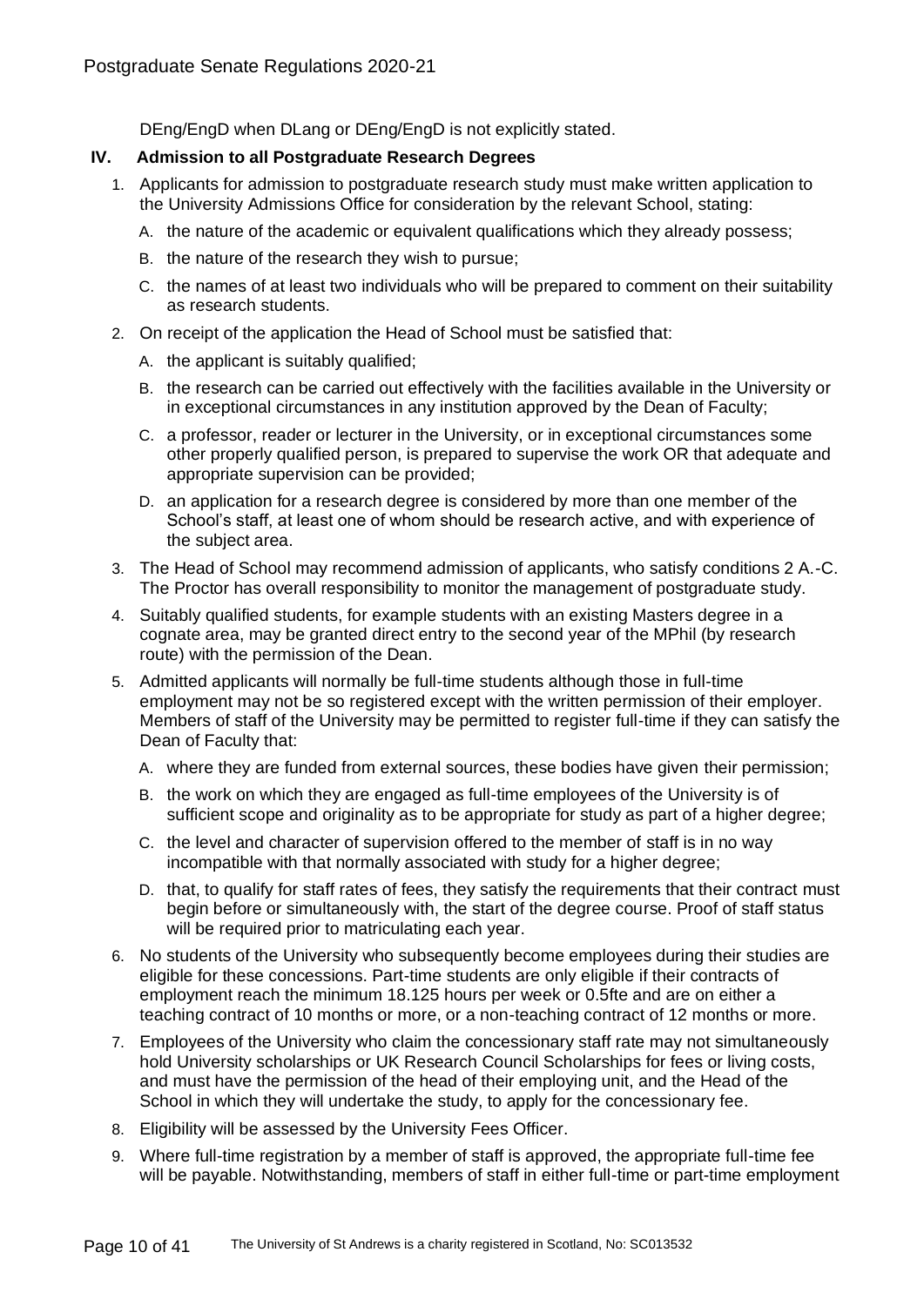DEng/EngD when DLang or DEng/EngD is not explicitly stated.

## IV. Admission to all Postgraduate Research Degrees

1. Applicants for admission to postgraduate research study must make written application to the University Admissions Office for consideration by the relevant School, stating:
   A. the nature of the academic or equivalent qualifications which they already possess;
   B. the nature of the research they wish to pursue;
   C. the names of at least two individuals who will be prepared to comment on their suitability as research students.
2. On receipt of the application the Head of School must be satisfied that:
   A. the applicant is suitably qualified;
   B. the research can be carried out effectively with the facilities available in the University or in exceptional circumstances in any institution approved by the Dean of Faculty;
   C. a professor, reader or lecturer in the University, or in exceptional circumstances some other properly qualified person, is prepared to supervise the work OR that adequate and appropriate supervision can be provided;
   D. an application for a research degree is considered by more than one member of the School's staff, at least one of whom should be research active, and with experience of the subject area.
3. The Head of School may recommend admission of applicants, who satisfy conditions 2 A.-C. The Proctor has overall responsibility to monitor the management of postgraduate study.
4. Suitably qualified students, for example students with an existing Masters degree in a cognate area, may be granted direct entry to the second year of the MPhil (by research route) with the permission of the Dean.
5. Admitted applicants will normally be full-time students although those in full-time employment may not be so registered except with the written permission of their employer. Members of staff of the University may be permitted to register full-time if they can satisfy the Dean of Faculty that:
   A. where they are funded from external sources, these bodies have given their permission;
   B. the work on which they are engaged as full-time employees of the University is of sufficient scope and originality as to be appropriate for study as part of a higher degree;
   C. the level and character of supervision offered to the member of staff is in no way incompatible with that normally associated with study for a higher degree;
   D. that, to qualify for staff rates of fees, they satisfy the requirements that their contract must begin before or simultaneously with, the start of the degree course. Proof of staff status will be required prior to matriculating each year.
6. No students of the University who subsequently become employees during their studies are eligible for these concessions. Part-time students are only eligible if their contracts of employment reach the minimum 18.125 hours per week or 0.5fte and are on either a teaching contract of 10 months or more, or a non-teaching contract of 12 months or more.
7. Employees of the University who claim the concessionary staff rate may not simultaneously hold University scholarships or UK Research Council Scholarships for fees or living costs, and must have the permission of the head of their employing unit, and the Head of the School in which they will undertake the study, to apply for the concessionary fee.
8. Eligibility will be assessed by the University Fees Officer.
9. Where full-time registration by a member of staff is approved, the appropriate full-time fee will be payable. Notwithstanding, members of staff in either full-time or part-time employment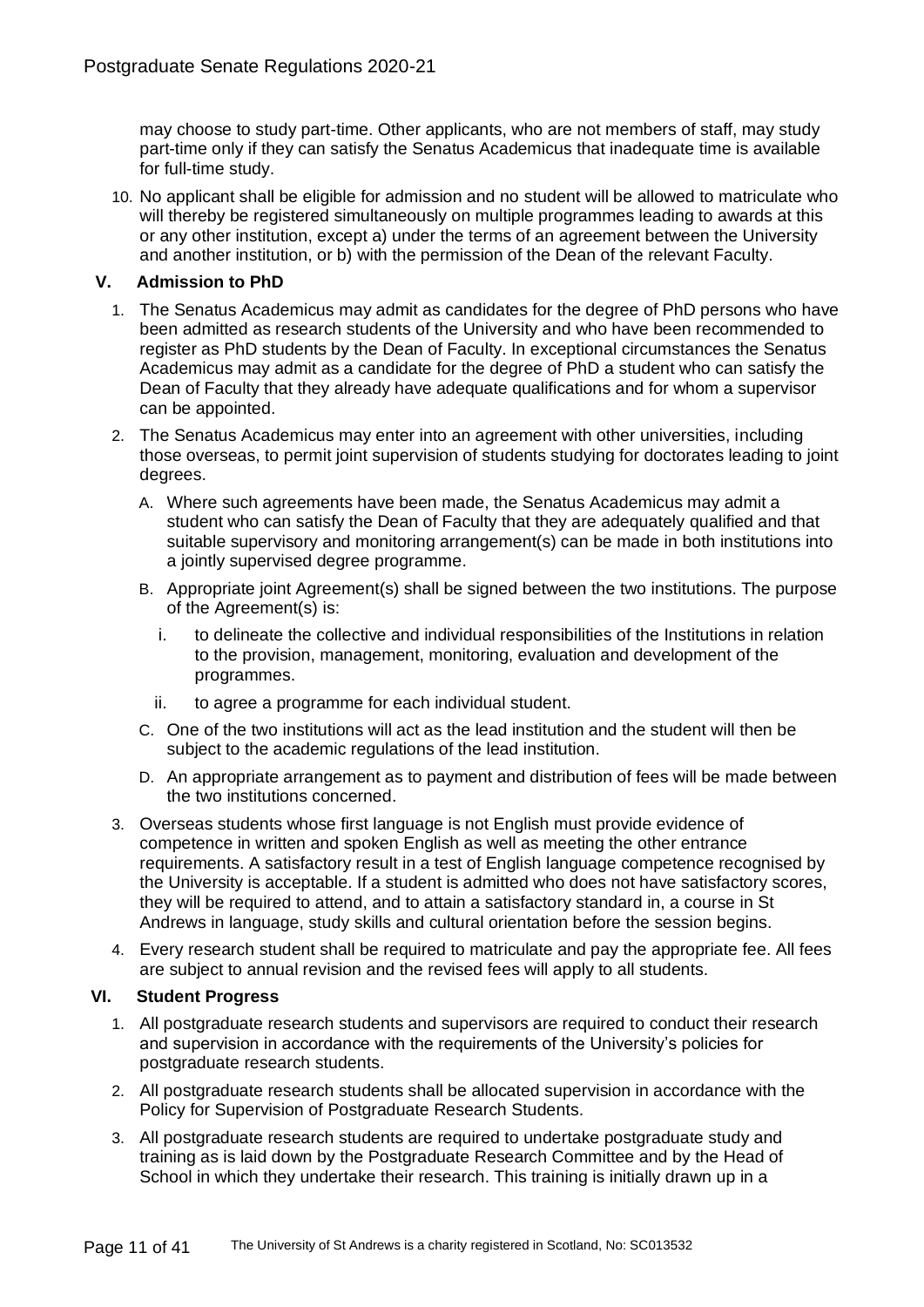may choose to study part-time. Other applicants, who are not members of staff, may study part-time only if they can satisfy the Senatus Academicus that inadequate time is available for full-time study.

10. No applicant shall be eligible for admission and no student will be allowed to matriculate who will thereby be registered simultaneously on multiple programmes leading to awards at this or any other institution, except a) under the terms of an agreement between the University and another institution, or b) with the permission of the Dean of the relevant Faculty.

## V. Admission to PhD

1. The Senatus Academicus may admit as candidates for the degree of PhD persons who have been admitted as research students of the University and who have been recommended to register as PhD students by the Dean of Faculty. In exceptional circumstances the Senatus Academicus may admit as a candidate for the degree of PhD a student who can satisfy the Dean of Faculty that they already have adequate qualifications and for whom a supervisor can be appointed.
2. The Senatus Academicus may enter into an agreement with other universities, including those overseas, to permit joint supervision of students studying for doctorates leading to joint degrees.
   A. Where such agreements have been made, the Senatus Academicus may admit a student who can satisfy the Dean of Faculty that they are adequately qualified and that suitable supervisory and monitoring arrangement(s) can be made in both institutions into a jointly supervised degree programme.
   B. Appropriate joint Agreement(s) shall be signed between the two institutions. The purpose of the Agreement(s) is:
      i. to delineate the collective and individual responsibilities of the Institutions in relation to the provision, management, monitoring, evaluation and development of the programmes.
      ii. to agree a programme for each individual student.
   C. One of the two institutions will act as the lead institution and the student will then be subject to the academic regulations of the lead institution.
   D. An appropriate arrangement as to payment and distribution of fees will be made between the two institutions concerned.
3. Overseas students whose first language is not English must provide evidence of competence in written and spoken English as well as meeting the other entrance requirements. A satisfactory result in a test of English language competence recognised by the University is acceptable. If a student is admitted who does not have satisfactory scores, they will be required to attend, and to attain a satisfactory standard in, a course in St Andrews in language, study skills and cultural orientation before the session begins.
4. Every research student shall be required to matriculate and pay the appropriate fee. All fees are subject to annual revision and the revised fees will apply to all students.

## VI. Student Progress

1. All postgraduate research students and supervisors are required to conduct their research and supervision in accordance with the requirements of the University's policies for postgraduate research students.
2. All postgraduate research students shall be allocated supervision in accordance with the Policy for Supervision of Postgraduate Research Students.
3. All postgraduate research students are required to undertake postgraduate study and training as is laid down by the Postgraduate Research Committee and by the Head of School in which they undertake their research. This training is initially drawn up in a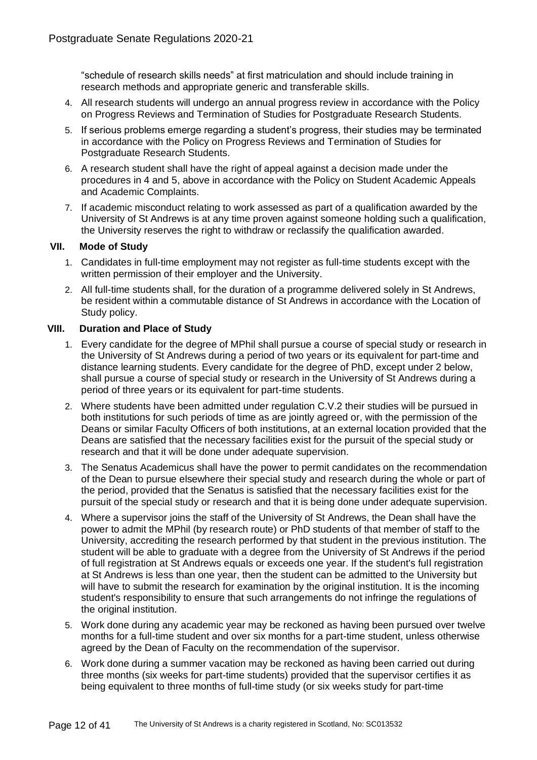"schedule of research skills needs" at first matriculation and should include training in research methods and appropriate generic and transferable skills.

4. All research students will undergo an annual progress review in accordance with the Policy on Progress Reviews and Termination of Studies for Postgraduate Research Students.
5. If serious problems emerge regarding a student's progress, their studies may be terminated in accordance with the Policy on Progress Reviews and Termination of Studies for Postgraduate Research Students.
6. A research student shall have the right of appeal against a decision made under the procedures in 4 and 5, above in accordance with the Policy on Student Academic Appeals and Academic Complaints.
7. If academic misconduct relating to work assessed as part of a qualification awarded by the University of St Andrews is at any time proven against someone holding such a qualification, the University reserves the right to withdraw or reclassify the qualification awarded.

## VII. Mode of Study

1. Candidates in full-time employment may not register as full-time students except with the written permission of their employer and the University.
2. All full-time students shall, for the duration of a programme delivered solely in St Andrews, be resident within a commutable distance of St Andrews in accordance with the Location of Study policy.

## VIII. Duration and Place of Study

1. Every candidate for the degree of MPhil shall pursue a course of special study or research in the University of St Andrews during a period of two years or its equivalent for part-time and distance learning students. Every candidate for the degree of PhD, except under 2 below, shall pursue a course of special study or research in the University of St Andrews during a period of three years or its equivalent for part-time students.
2. Where students have been admitted under regulation C.V.2 their studies will be pursued in both institutions for such periods of time as are jointly agreed or, with the permission of the Deans or similar Faculty Officers of both institutions, at an external location provided that the Deans are satisfied that the necessary facilities exist for the pursuit of the special study or research and that it will be done under adequate supervision.
3. The Senatus Academicus shall have the power to permit candidates on the recommendation of the Dean to pursue elsewhere their special study and research during the whole or part of the period, provided that the Senatus is satisfied that the necessary facilities exist for the pursuit of the special study or research and that it is being done under adequate supervision.
4. Where a supervisor joins the staff of the University of St Andrews, the Dean shall have the power to admit the MPhil (by research route) or PhD students of that member of staff to the University, accrediting the research performed by that student in the previous institution. The student will be able to graduate with a degree from the University of St Andrews if the period of full registration at St Andrews equals or exceeds one year. If the student's full registration at St Andrews is less than one year, then the student can be admitted to the University but will have to submit the research for examination by the original institution. It is the incoming student's responsibility to ensure that such arrangements do not infringe the regulations of the original institution.
5. Work done during any academic year may be reckoned as having been pursued over twelve months for a full-time student and over six months for a part-time student, unless otherwise agreed by the Dean of Faculty on the recommendation of the supervisor.
6. Work done during a summer vacation may be reckoned as having been carried out during three months (six weeks for part-time students) provided that the supervisor certifies it as being equivalent to three months of full-time study (or six weeks study for part-time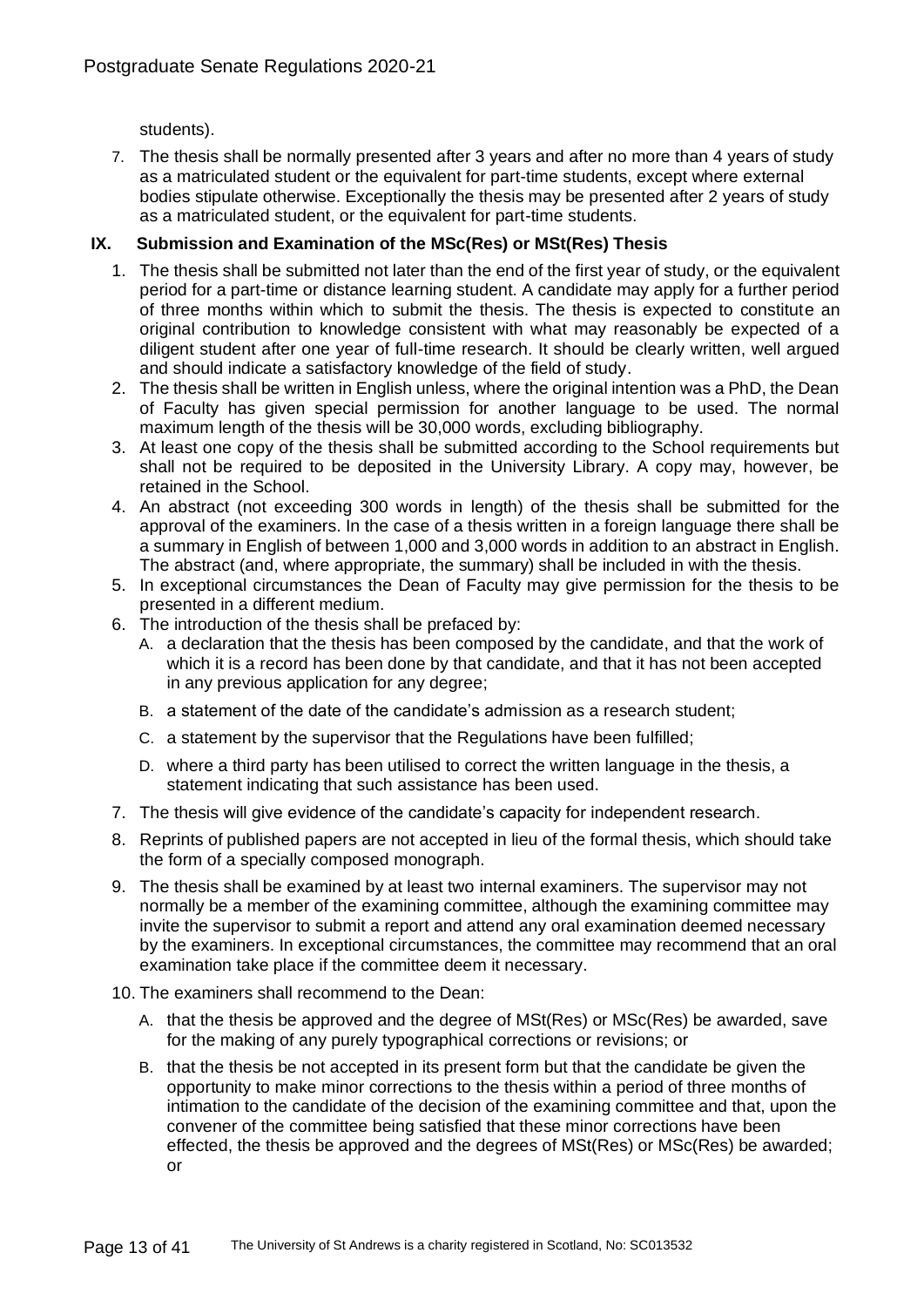students).

7. The thesis shall be normally presented after 3 years and after no more than 4 years of study as a matriculated student or the equivalent for part-time students, except where external bodies stipulate otherwise. Exceptionally the thesis may be presented after 2 years of study as a matriculated student, or the equivalent for part-time students.

## IX. Submission and Examination of the MSc(Res) or MSt(Res) Thesis

1. The thesis shall be submitted not later than the end of the first year of study, or the equivalent period for a part-time or distance learning student. A candidate may apply for a further period of three months within which to submit the thesis. The thesis is expected to constitute an original contribution to knowledge consistent with what may reasonably be expected of a diligent student after one year of full-time research. It should be clearly written, well argued and should indicate a satisfactory knowledge of the field of study.
2. The thesis shall be written in English unless, where the original intention was a PhD, the Dean of Faculty has given special permission for another language to be used. The normal maximum length of the thesis will be 30,000 words, excluding bibliography.
3. At least one copy of the thesis shall be submitted according to the School requirements but shall not be required to be deposited in the University Library. A copy may, however, be retained in the School.
4. An abstract (not exceeding 300 words in length) of the thesis shall be submitted for the approval of the examiners. In the case of a thesis written in a foreign language there shall be a summary in English of between 1,000 and 3,000 words in addition to an abstract in English. The abstract (and, where appropriate, the summary) shall be included in with the thesis.
5. In exceptional circumstances the Dean of Faculty may give permission for the thesis to be presented in a different medium.
6. The introduction of the thesis shall be prefaced by:
   - A. a declaration that the thesis has been composed by the candidate, and that the work of which it is a record has been done by that candidate, and that it has not been accepted in any previous application for any degree;
   - B. a statement of the date of the candidate's admission as a research student;
   - C. a statement by the supervisor that the Regulations have been fulfilled;
   - D. where a third party has been utilised to correct the written language in the thesis, a statement indicating that such assistance has been used.
7. The thesis will give evidence of the candidate's capacity for independent research.
8. Reprints of published papers are not accepted in lieu of the formal thesis, which should take the form of a specially composed monograph.
9. The thesis shall be examined by at least two internal examiners. The supervisor may not normally be a member of the examining committee, although the examining committee may invite the supervisor to submit a report and attend any oral examination deemed necessary by the examiners. In exceptional circumstances, the committee may recommend that an oral examination take place if the committee deem it necessary.
10. The examiners shall recommend to the Dean:
    - A. that the thesis be approved and the degree of MSt(Res) or MSc(Res) be awarded, save for the making of any purely typographical corrections or revisions; or
    - B. that the thesis be not accepted in its present form but that the candidate be given the opportunity to make minor corrections to the thesis within a period of three months of intimation to the candidate of the decision of the examining committee and that, upon the convener of the committee being satisfied that these minor corrections have been effected, the thesis be approved and the degrees of MSt(Res) or MSc(Res) be awarded; or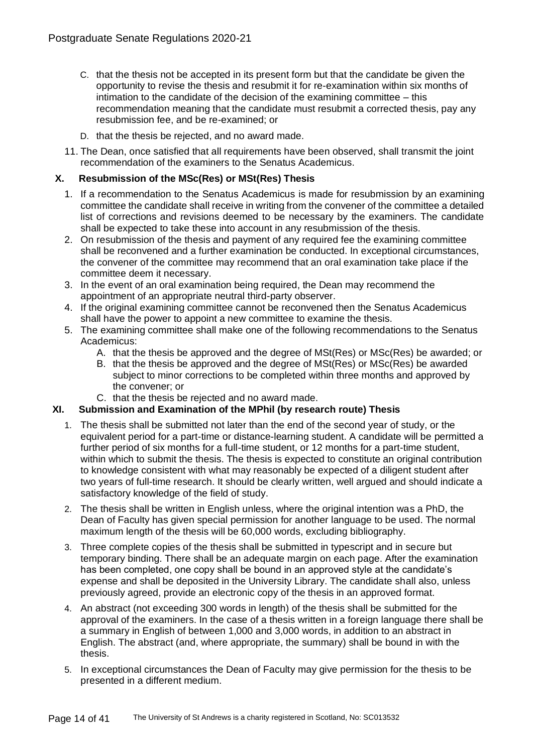C. that the thesis not be accepted in its present form but that the candidate be given the opportunity to revise the thesis and resubmit it for re-examination within six months of intimation to the candidate of the decision of the examining committee – this recommendation meaning that the candidate must resubmit a corrected thesis, pay any resubmission fee, and be re-examined; or

D. that the thesis be rejected, and no award made.

11. The Dean, once satisfied that all requirements have been observed, shall transmit the joint recommendation of the examiners to the Senatus Academicus.

## X. Resubmission of the MSc(Res) or MSt(Res) Thesis

1. If a recommendation to the Senatus Academicus is made for resubmission by an examining committee the candidate shall receive in writing from the convener of the committee a detailed list of corrections and revisions deemed to be necessary by the examiners. The candidate shall be expected to take these into account in any resubmission of the thesis.
2. On resubmission of the thesis and payment of any required fee the examining committee shall be reconvened and a further examination be conducted. In exceptional circumstances, the convener of the committee may recommend that an oral examination take place if the committee deem it necessary.
3. In the event of an oral examination being required, the Dean may recommend the appointment of an appropriate neutral third-party observer.
4. If the original examining committee cannot be reconvened then the Senatus Academicus shall have the power to appoint a new committee to examine the thesis.
5. The examining committee shall make one of the following recommendations to the Senatus Academicus:
   - A. that the thesis be approved and the degree of MSt(Res) or MSc(Res) be awarded; or
   - B. that the thesis be approved and the degree of MSt(Res) or MSc(Res) be awarded subject to minor corrections to be completed within three months and approved by the convener; or
   - C. that the thesis be rejected and no award made.

## XI. Submission and Examination of the MPhil (by research route) Thesis

1. The thesis shall be submitted not later than the end of the second year of study, or the equivalent period for a part-time or distance-learning student. A candidate will be permitted a further period of six months for a full-time student, or 12 months for a part-time student, within which to submit the thesis. The thesis is expected to constitute an original contribution to knowledge consistent with what may reasonably be expected of a diligent student after two years of full-time research. It should be clearly written, well argued and should indicate a satisfactory knowledge of the field of study.

2. The thesis shall be written in English unless, where the original intention was a PhD, the Dean of Faculty has given special permission for another language to be used. The normal maximum length of the thesis will be 60,000 words, excluding bibliography.

3. Three complete copies of the thesis shall be submitted in typescript and in secure but temporary binding. There shall be an adequate margin on each page. After the examination has been completed, one copy shall be bound in an approved style at the candidate's expense and shall be deposited in the University Library. The candidate shall also, unless previously agreed, provide an electronic copy of the thesis in an approved format.

4. An abstract (not exceeding 300 words in length) of the thesis shall be submitted for the approval of the examiners. In the case of a thesis written in a foreign language there shall be a summary in English of between 1,000 and 3,000 words, in addition to an abstract in English. The abstract (and, where appropriate, the summary) shall be bound in with the thesis.

5. In exceptional circumstances the Dean of Faculty may give permission for the thesis to be presented in a different medium.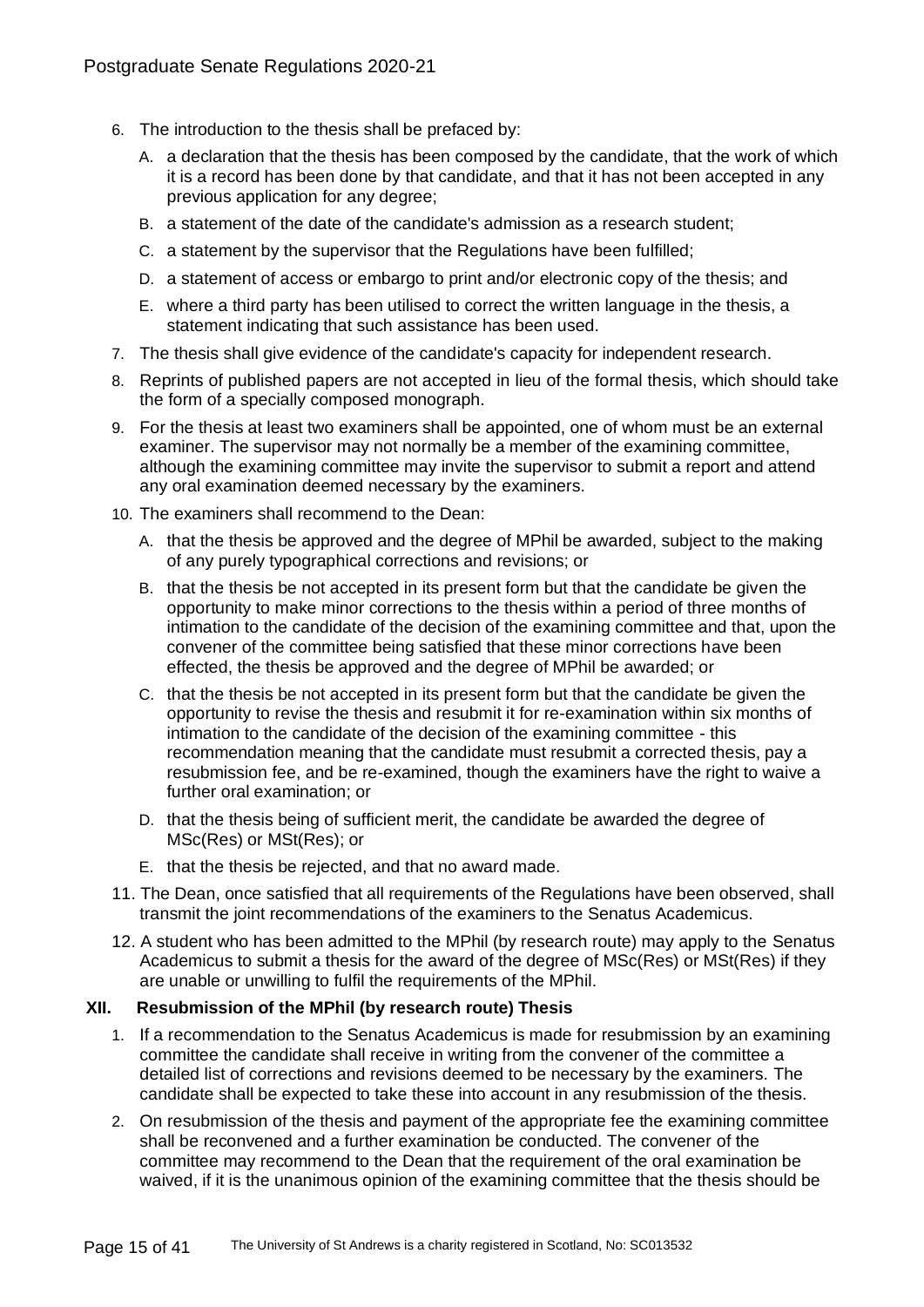6. The introduction to the thesis shall be prefaced by:
   A. a declaration that the thesis has been composed by the candidate, that the work of which it is a record has been done by that candidate, and that it has not been accepted in any previous application for any degree;
   B. a statement of the date of the candidate's admission as a research student;
   C. a statement by the supervisor that the Regulations have been fulfilled;
   D. a statement of access or embargo to print and/or electronic copy of the thesis; and
   E. where a third party has been utilised to correct the written language in the thesis, a statement indicating that such assistance has been used.
7. The thesis shall give evidence of the candidate's capacity for independent research.
8. Reprints of published papers are not accepted in lieu of the formal thesis, which should take the form of a specially composed monograph.
9. For the thesis at least two examiners shall be appointed, one of whom must be an external examiner. The supervisor may not normally be a member of the examining committee, although the examining committee may invite the supervisor to submit a report and attend any oral examination deemed necessary by the examiners.
10. The examiners shall recommend to the Dean:
    A. that the thesis be approved and the degree of MPhil be awarded, subject to the making of any purely typographical corrections and revisions; or
    B. that the thesis be not accepted in its present form but that the candidate be given the opportunity to make minor corrections to the thesis within a period of three months of intimation to the candidate of the decision of the examining committee and that, upon the convener of the committee being satisfied that these minor corrections have been effected, the thesis be approved and the degree of MPhil be awarded; or
    C. that the thesis be not accepted in its present form but that the candidate be given the opportunity to revise the thesis and resubmit it for re-examination within six months of intimation to the candidate of the decision of the examining committee - this recommendation meaning that the candidate must resubmit a corrected thesis, pay a resubmission fee, and be re-examined, though the examiners have the right to waive a further oral examination; or
    D. that the thesis being of sufficient merit, the candidate be awarded the degree of MSc(Res) or MSt(Res); or
    E. that the thesis be rejected, and that no award made.
11. The Dean, once satisfied that all requirements of the Regulations have been observed, shall transmit the joint recommendations of the examiners to the Senatus Academicus.
12. A student who has been admitted to the MPhil (by research route) may apply to the Senatus Academicus to submit a thesis for the award of the degree of MSc(Res) or MSt(Res) if they are unable or unwilling to fulfil the requirements of the MPhil.

### XII. Resubmission of the MPhil (by research route) Thesis

1. If a recommendation to the Senatus Academicus is made for resubmission by an examining committee the candidate shall receive in writing from the convener of the committee a detailed list of corrections and revisions deemed to be necessary by the examiners. The candidate shall be expected to take these into account in any resubmission of the thesis.
2. On resubmission of the thesis and payment of the appropriate fee the examining committee shall be reconvened and a further examination be conducted. The convener of the committee may recommend to the Dean that the requirement of the oral examination be waived, if it is the unanimous opinion of the examining committee that the thesis should be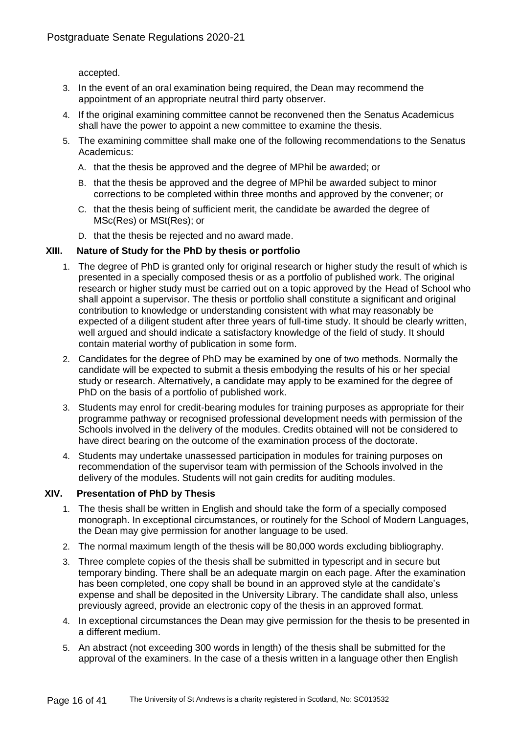accepted.

3. In the event of an oral examination being required, the Dean may recommend the appointment of an appropriate neutral third party observer.
4. If the original examining committee cannot be reconvened then the Senatus Academicus shall have the power to appoint a new committee to examine the thesis.
5. The examining committee shall make one of the following recommendations to the Senatus Academicus:
   A. that the thesis be approved and the degree of MPhil be awarded; or
   B. that the thesis be approved and the degree of MPhil be awarded subject to minor corrections to be completed within three months and approved by the convener; or
   C. that the thesis being of sufficient merit, the candidate be awarded the degree of MSc(Res) or MSt(Res); or
   D. that the thesis be rejected and no award made.

### XIII. Nature of Study for the PhD by thesis or portfolio

1. The degree of PhD is granted only for original research or higher study the result of which is presented in a specially composed thesis or as a portfolio of published work. The original research or higher study must be carried out on a topic approved by the Head of School who shall appoint a supervisor. The thesis or portfolio shall constitute a significant and original contribution to knowledge or understanding consistent with what may reasonably be expected of a diligent student after three years of full-time study. It should be clearly written, well argued and should indicate a satisfactory knowledge of the field of study. It should contain material worthy of publication in some form.
2. Candidates for the degree of PhD may be examined by one of two methods. Normally the candidate will be expected to submit a thesis embodying the results of his or her special study or research. Alternatively, a candidate may apply to be examined for the degree of PhD on the basis of a portfolio of published work.
3. Students may enrol for credit-bearing modules for training purposes as appropriate for their programme pathway or recognised professional development needs with permission of the Schools involved in the delivery of the modules. Credits obtained will not be considered to have direct bearing on the outcome of the examination process of the doctorate.
4. Students may undertake unassessed participation in modules for training purposes on recommendation of the supervisor team with permission of the Schools involved in the delivery of the modules. Students will not gain credits for auditing modules.

### XIV. Presentation of PhD by Thesis

1. The thesis shall be written in English and should take the form of a specially composed monograph. In exceptional circumstances, or routinely for the School of Modern Languages, the Dean may give permission for another language to be used.
2. The normal maximum length of the thesis will be 80,000 words excluding bibliography.
3. Three complete copies of the thesis shall be submitted in typescript and in secure but temporary binding. There shall be an adequate margin on each page. After the examination has been completed, one copy shall be bound in an approved style at the candidate's expense and shall be deposited in the University Library. The candidate shall also, unless previously agreed, provide an electronic copy of the thesis in an approved format.
4. In exceptional circumstances the Dean may give permission for the thesis to be presented in a different medium.
5. An abstract (not exceeding 300 words in length) of the thesis shall be submitted for the approval of the examiners. In the case of a thesis written in a language other then English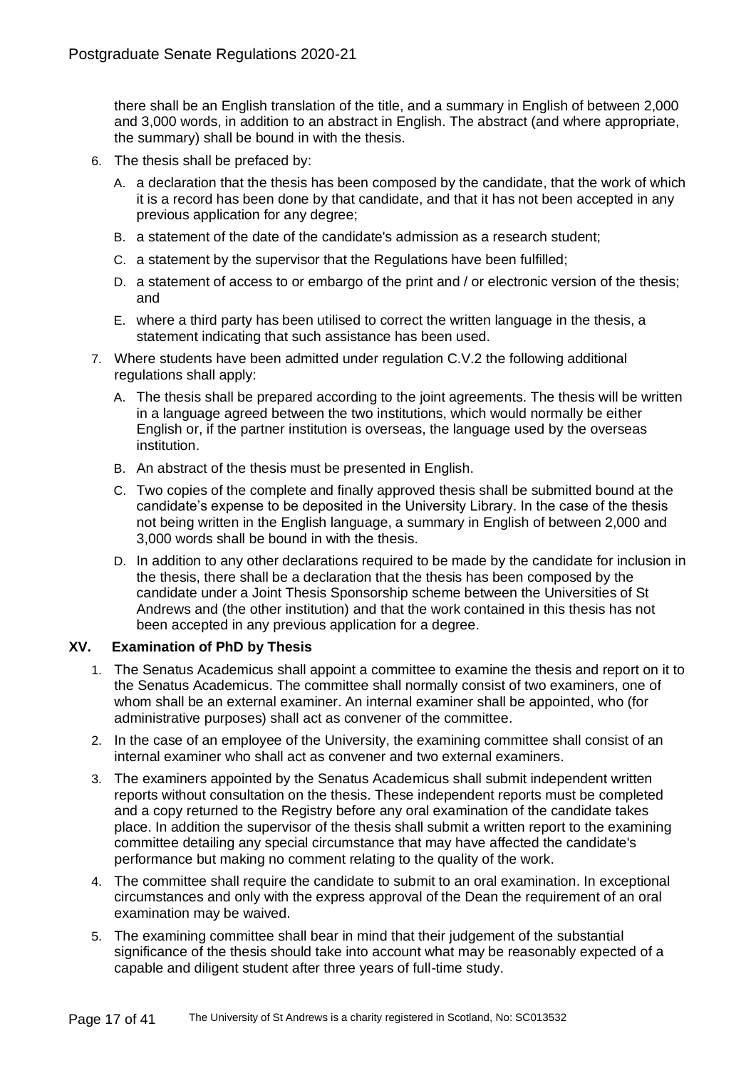there shall be an English translation of the title, and a summary in English of between 2,000 and 3,000 words, in addition to an abstract in English. The abstract (and where appropriate, the summary) shall be bound in with the thesis.

6. The thesis shall be prefaced by:
   A. a declaration that the thesis has been composed by the candidate, that the work of which it is a record has been done by that candidate, and that it has not been accepted in any previous application for any degree;
   B. a statement of the date of the candidate's admission as a research student;
   C. a statement by the supervisor that the Regulations have been fulfilled;
   D. a statement of access to or embargo of the print and / or electronic version of the thesis; and
   E. where a third party has been utilised to correct the written language in the thesis, a statement indicating that such assistance has been used.
7. Where students have been admitted under regulation C.V.2 the following additional regulations shall apply:
   A. The thesis shall be prepared according to the joint agreements. The thesis will be written in a language agreed between the two institutions, which would normally be either English or, if the partner institution is overseas, the language used by the overseas institution.
   B. An abstract of the thesis must be presented in English.
   C. Two copies of the complete and finally approved thesis shall be submitted bound at the candidate's expense to be deposited in the University Library. In the case of the thesis not being written in the English language, a summary in English of between 2,000 and 3,000 words shall be bound in with the thesis.
   D. In addition to any other declarations required to be made by the candidate for inclusion in the thesis, there shall be a declaration that the thesis has been composed by the candidate under a Joint Thesis Sponsorship scheme between the Universities of St Andrews and (the other institution) and that the work contained in this thesis has not been accepted in any previous application for a degree.

### XV. Examination of PhD by Thesis

1. The Senatus Academicus shall appoint a committee to examine the thesis and report on it to the Senatus Academicus. The committee shall normally consist of two examiners, one of whom shall be an external examiner. An internal examiner shall be appointed, who (for administrative purposes) shall act as convener of the committee.
2. In the case of an employee of the University, the examining committee shall consist of an internal examiner who shall act as convener and two external examiners.
3. The examiners appointed by the Senatus Academicus shall submit independent written reports without consultation on the thesis. These independent reports must be completed and a copy returned to the Registry before any oral examination of the candidate takes place. In addition the supervisor of the thesis shall submit a written report to the examining committee detailing any special circumstance that may have affected the candidate's performance but making no comment relating to the quality of the work.
4. The committee shall require the candidate to submit to an oral examination. In exceptional circumstances and only with the express approval of the Dean the requirement of an oral examination may be waived.
5. The examining committee shall bear in mind that their judgement of the substantial significance of the thesis should take into account what may be reasonably expected of a capable and diligent student after three years of full-time study.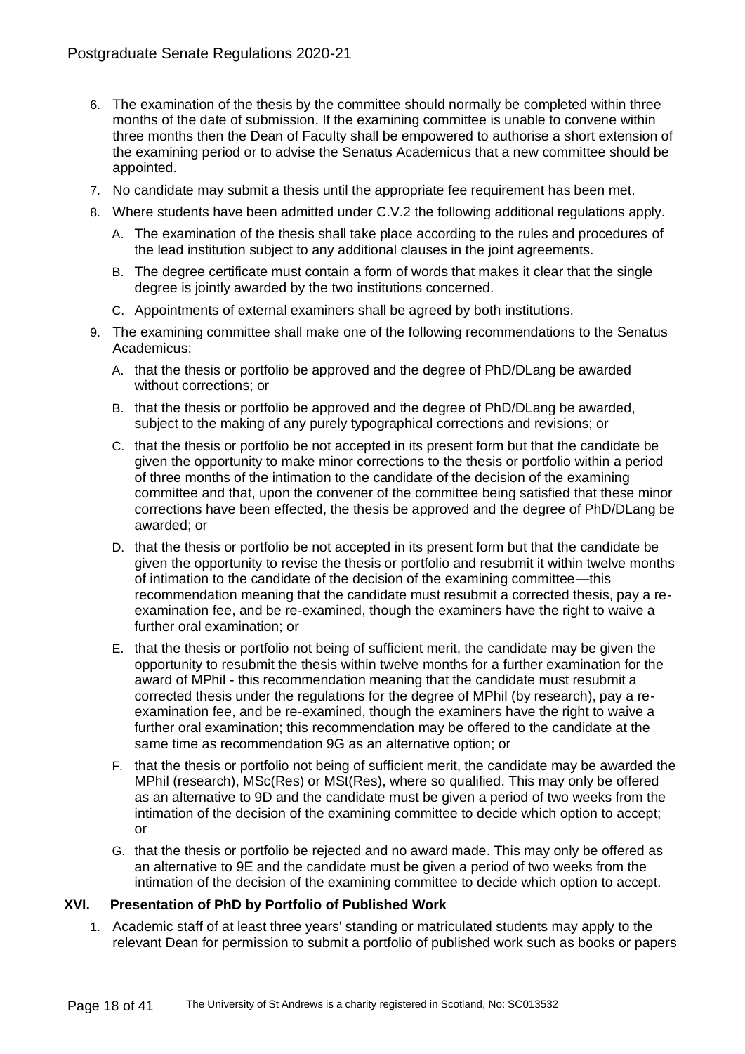6. The examination of the thesis by the committee should normally be completed within three months of the date of submission. If the examining committee is unable to convene within three months then the Dean of Faculty shall be empowered to authorise a short extension of the examining period or to advise the Senatus Academicus that a new committee should be appointed.
7. No candidate may submit a thesis until the appropriate fee requirement has been met.
8. Where students have been admitted under C.V.2 the following additional regulations apply.
   A. The examination of the thesis shall take place according to the rules and procedures of the lead institution subject to any additional clauses in the joint agreements.
   B. The degree certificate must contain a form of words that makes it clear that the single degree is jointly awarded by the two institutions concerned.
   C. Appointments of external examiners shall be agreed by both institutions.
9. The examining committee shall make one of the following recommendations to the Senatus Academicus:
   A. that the thesis or portfolio be approved and the degree of PhD/DLang be awarded without corrections; or
   B. that the thesis or portfolio be approved and the degree of PhD/DLang be awarded, subject to the making of any purely typographical corrections and revisions; or
   C. that the thesis or portfolio be not accepted in its present form but that the candidate be given the opportunity to make minor corrections to the thesis or portfolio within a period of three months of the intimation to the candidate of the decision of the examining committee and that, upon the convener of the committee being satisfied that these minor corrections have been effected, the thesis be approved and the degree of PhD/DLang be awarded; or
   D. that the thesis or portfolio be not accepted in its present form but that the candidate be given the opportunity to revise the thesis or portfolio and resubmit it within twelve months of intimation to the candidate of the decision of the examining committee—this recommendation meaning that the candidate must resubmit a corrected thesis, pay a re-examination fee, and be re-examined, though the examiners have the right to waive a further oral examination; or
   E. that the thesis or portfolio not being of sufficient merit, the candidate may be given the opportunity to resubmit the thesis within twelve months for a further examination for the award of MPhil - this recommendation meaning that the candidate must resubmit a corrected thesis under the regulations for the degree of MPhil (by research), pay a re-examination fee, and be re-examined, though the examiners have the right to waive a further oral examination; this recommendation may be offered to the candidate at the same time as recommendation 9G as an alternative option; or
   F. that the thesis or portfolio not being of sufficient merit, the candidate may be awarded the MPhil (research), MSc(Res) or MSt(Res), where so qualified. This may only be offered as an alternative to 9D and the candidate must be given a period of two weeks from the intimation of the decision of the examining committee to decide which option to accept; or
   G. that the thesis or portfolio be rejected and no award made. This may only be offered as an alternative to 9E and the candidate must be given a period of two weeks from the intimation of the decision of the examining committee to decide which option to accept.

## XVI. Presentation of PhD by Portfolio of Published Work

1. Academic staff of at least three years' standing or matriculated students may apply to the relevant Dean for permission to submit a portfolio of published work such as books or papers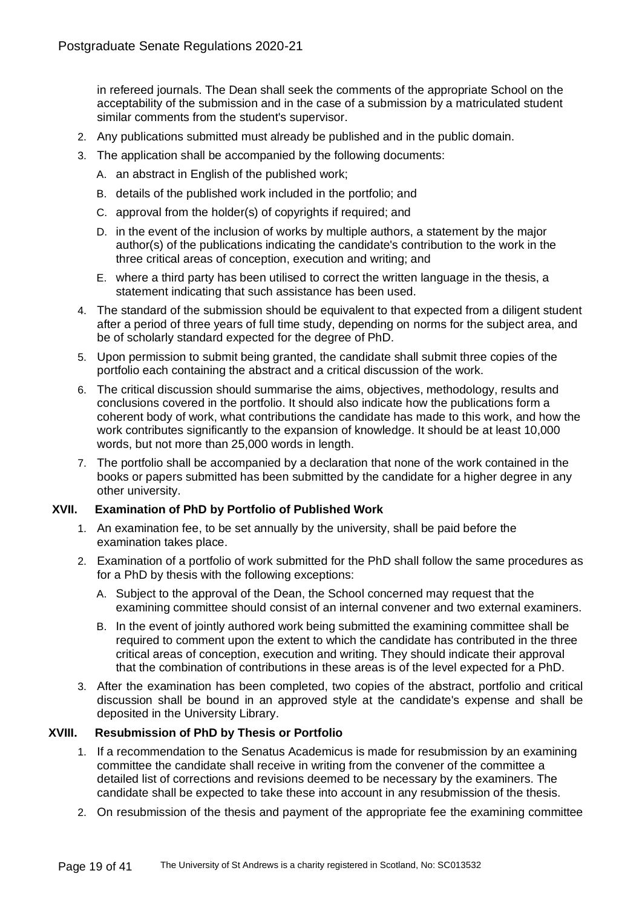in refereed journals. The Dean shall seek the comments of the appropriate School on the acceptability of the submission and in the case of a submission by a matriculated student similar comments from the student's supervisor.

2. Any publications submitted must already be published and in the public domain.
3. The application shall be accompanied by the following documents:
   A. an abstract in English of the published work;
   B. details of the published work included in the portfolio; and
   C. approval from the holder(s) of copyrights if required; and
   D. in the event of the inclusion of works by multiple authors, a statement by the major author(s) of the publications indicating the candidate's contribution to the work in the three critical areas of conception, execution and writing; and
   E. where a third party has been utilised to correct the written language in the thesis, a statement indicating that such assistance has been used.
4. The standard of the submission should be equivalent to that expected from a diligent student after a period of three years of full time study, depending on norms for the subject area, and be of scholarly standard expected for the degree of PhD.
5. Upon permission to submit being granted, the candidate shall submit three copies of the portfolio each containing the abstract and a critical discussion of the work.
6. The critical discussion should summarise the aims, objectives, methodology, results and conclusions covered in the portfolio. It should also indicate how the publications form a coherent body of work, what contributions the candidate has made to this work, and how the work contributes significantly to the expansion of knowledge. It should be at least 10,000 words, but not more than 25,000 words in length.
7. The portfolio shall be accompanied by a declaration that none of the work contained in the books or papers submitted has been submitted by the candidate for a higher degree in any other university.

### XVII. Examination of PhD by Portfolio of Published Work

1. An examination fee, to be set annually by the university, shall be paid before the examination takes place.
2. Examination of a portfolio of work submitted for the PhD shall follow the same procedures as for a PhD by thesis with the following exceptions:
   A. Subject to the approval of the Dean, the School concerned may request that the examining committee should consist of an internal convener and two external examiners.
   B. In the event of jointly authored work being submitted the examining committee shall be required to comment upon the extent to which the candidate has contributed in the three critical areas of conception, execution and writing. They should indicate their approval that the combination of contributions in these areas is of the level expected for a PhD.
3. After the examination has been completed, two copies of the abstract, portfolio and critical discussion shall be bound in an approved style at the candidate's expense and shall be deposited in the University Library.

### XVIII. Resubmission of PhD by Thesis or Portfolio

1. If a recommendation to the Senatus Academicus is made for resubmission by an examining committee the candidate shall receive in writing from the convener of the committee a detailed list of corrections and revisions deemed to be necessary by the examiners. The candidate shall be expected to take these into account in any resubmission of the thesis.
2. On resubmission of the thesis and payment of the appropriate fee the examining committee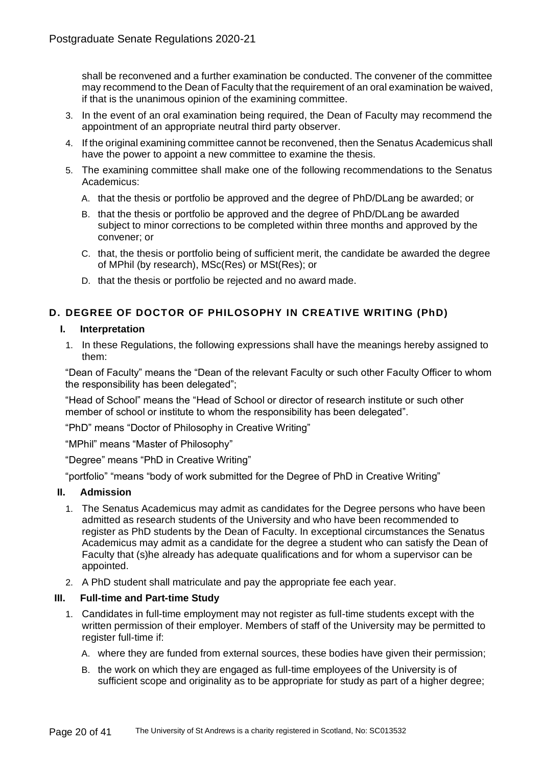shall be reconvened and a further examination be conducted. The convener of the committee may recommend to the Dean of Faculty that the requirement of an oral examination be waived, if that is the unanimous opinion of the examining committee.

3. In the event of an oral examination being required, the Dean of Faculty may recommend the appointment of an appropriate neutral third party observer.
4. If the original examining committee cannot be reconvened, then the Senatus Academicus shall have the power to appoint a new committee to examine the thesis.
5. The examining committee shall make one of the following recommendations to the Senatus Academicus:
   A. that the thesis or portfolio be approved and the degree of PhD/DLang be awarded; or
   B. that the thesis or portfolio be approved and the degree of PhD/DLang be awarded subject to minor corrections to be completed within three months and approved by the convener; or
   C. that, the thesis or portfolio being of sufficient merit, the candidate be awarded the degree of MPhil (by research), MSc(Res) or MSt(Res); or
   D. that the thesis or portfolio be rejected and no award made.

## D. DEGREE OF DOCTOR OF PHILOSOPHY IN CREATIVE WRITING (PhD)

### I. Interpretation

1. In these Regulations, the following expressions shall have the meanings hereby assigned to them:

"Dean of Faculty" means the "Dean of the relevant Faculty or such other Faculty Officer to whom the responsibility has been delegated";

"Head of School" means the "Head of School or director of research institute or such other member of school or institute to whom the responsibility has been delegated".

"PhD" means "Doctor of Philosophy in Creative Writing"

"MPhil" means "Master of Philosophy"

"Degree" means "PhD in Creative Writing"

"portfolio" "means "body of work submitted for the Degree of PhD in Creative Writing"

### II. Admission

1. The Senatus Academicus may admit as candidates for the Degree persons who have been admitted as research students of the University and who have been recommended to register as PhD students by the Dean of Faculty. In exceptional circumstances the Senatus Academicus may admit as a candidate for the degree a student who can satisfy the Dean of Faculty that (s)he already has adequate qualifications and for whom a supervisor can be appointed.
2. A PhD student shall matriculate and pay the appropriate fee each year.

### III. Full-time and Part-time Study

1. Candidates in full-time employment may not register as full-time students except with the written permission of their employer. Members of staff of the University may be permitted to register full-time if:
   A. where they are funded from external sources, these bodies have given their permission;
   B. the work on which they are engaged as full-time employees of the University is of sufficient scope and originality as to be appropriate for study as part of a higher degree;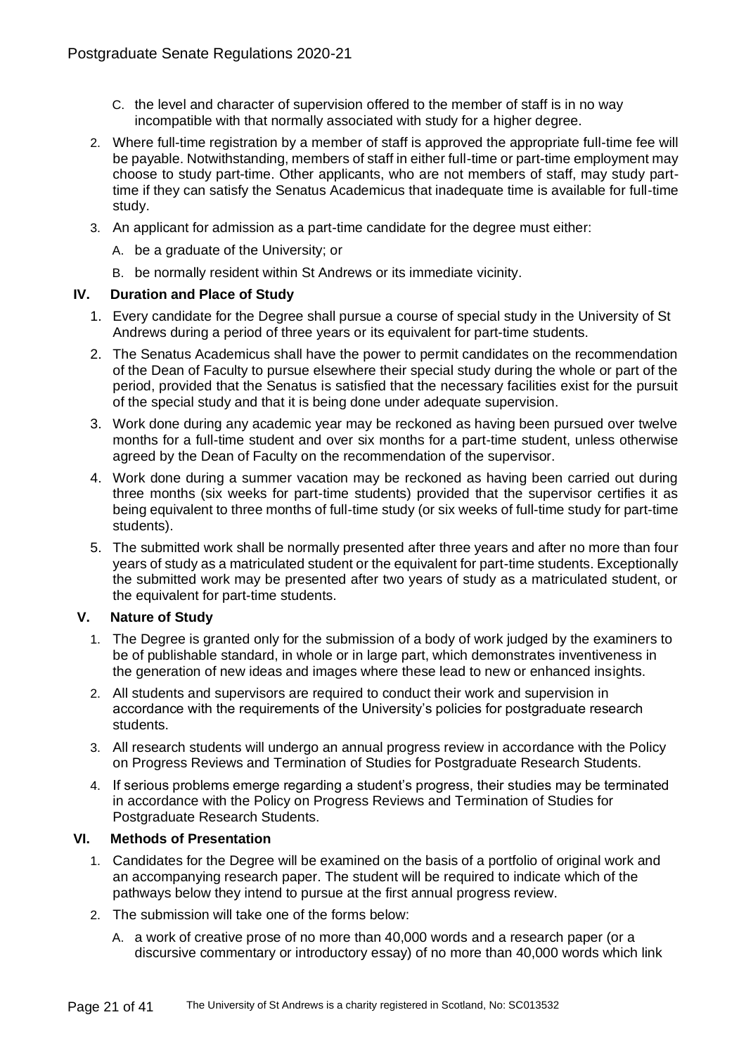C. the level and character of supervision offered to the member of staff is in no way incompatible with that normally associated with study for a higher degree.

2. Where full-time registration by a member of staff is approved the appropriate full-time fee will be payable. Notwithstanding, members of staff in either full-time or part-time employment may choose to study part-time. Other applicants, who are not members of staff, may study part-time if they can satisfy the Senatus Academicus that inadequate time is available for full-time study.
3. An applicant for admission as a part-time candidate for the degree must either:
   A. be a graduate of the University; or
   B. be normally resident within St Andrews or its immediate vicinity.

### IV. Duration and Place of Study

1. Every candidate for the Degree shall pursue a course of special study in the University of St Andrews during a period of three years or its equivalent for part-time students.
2. The Senatus Academicus shall have the power to permit candidates on the recommendation of the Dean of Faculty to pursue elsewhere their special study during the whole or part of the period, provided that the Senatus is satisfied that the necessary facilities exist for the pursuit of the special study and that it is being done under adequate supervision.
3. Work done during any academic year may be reckoned as having been pursued over twelve months for a full-time student and over six months for a part-time student, unless otherwise agreed by the Dean of Faculty on the recommendation of the supervisor.
4. Work done during a summer vacation may be reckoned as having been carried out during three months (six weeks for part-time students) provided that the supervisor certifies it as being equivalent to three months of full-time study (or six weeks of full-time study for part-time students).
5. The submitted work shall be normally presented after three years and after no more than four years of study as a matriculated student or the equivalent for part-time students. Exceptionally the submitted work may be presented after two years of study as a matriculated student, or the equivalent for part-time students.

### V. Nature of Study

1. The Degree is granted only for the submission of a body of work judged by the examiners to be of publishable standard, in whole or in large part, which demonstrates inventiveness in the generation of new ideas and images where these lead to new or enhanced insights.
2. All students and supervisors are required to conduct their work and supervision in accordance with the requirements of the University's policies for postgraduate research students.
3. All research students will undergo an annual progress review in accordance with the Policy on Progress Reviews and Termination of Studies for Postgraduate Research Students.
4. If serious problems emerge regarding a student's progress, their studies may be terminated in accordance with the Policy on Progress Reviews and Termination of Studies for Postgraduate Research Students.

### VI. Methods of Presentation

1. Candidates for the Degree will be examined on the basis of a portfolio of original work and an accompanying research paper. The student will be required to indicate which of the pathways below they intend to pursue at the first annual progress review.
2. The submission will take one of the forms below:
   A. a work of creative prose of no more than 40,000 words and a research paper (or a discursive commentary or introductory essay) of no more than 40,000 words which link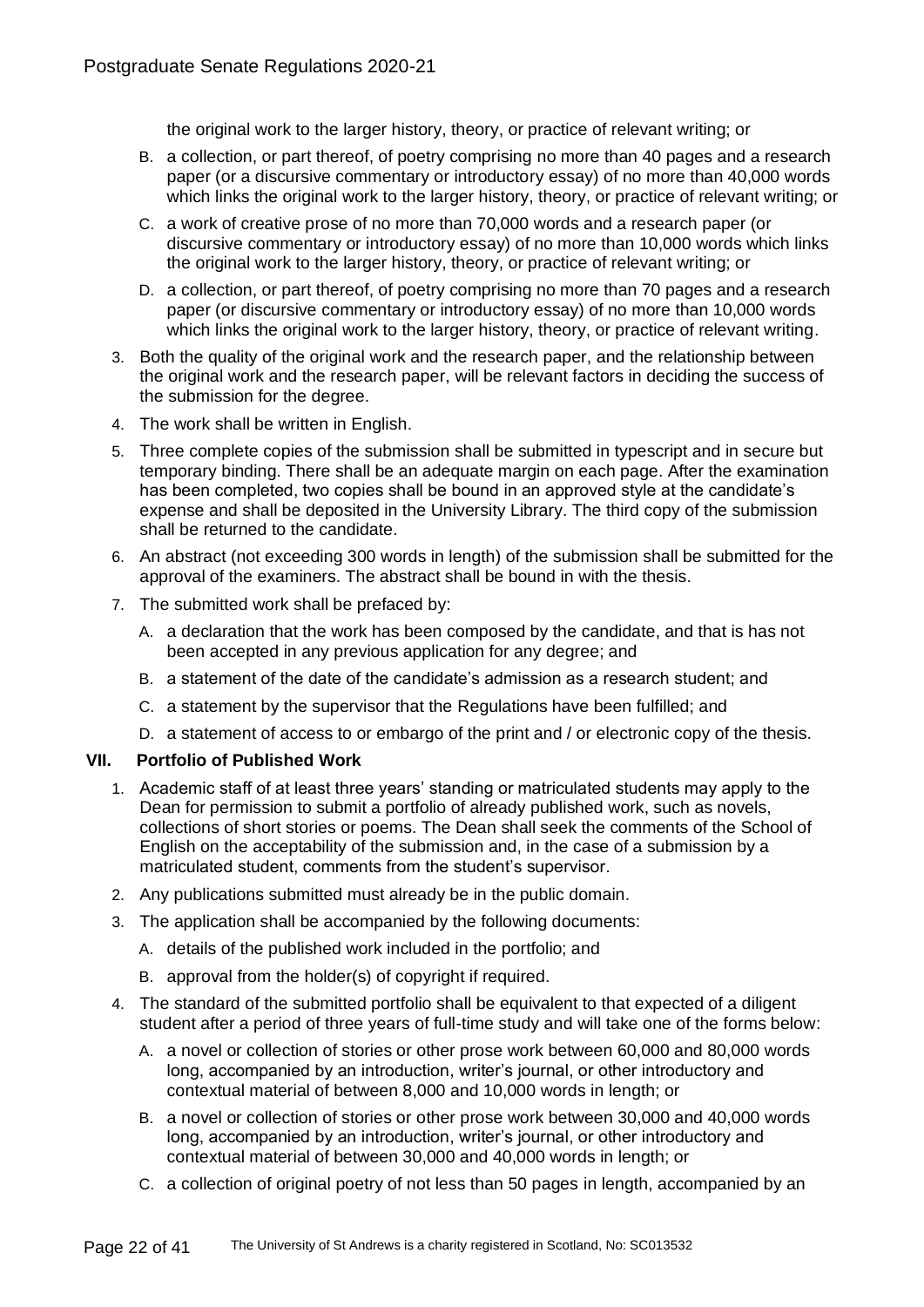the original work to the larger history, theory, or practice of relevant writing; or

B. a collection, or part thereof, of poetry comprising no more than 40 pages and a research paper (or a discursive commentary or introductory essay) of no more than 40,000 words which links the original work to the larger history, theory, or practice of relevant writing; or

C. a work of creative prose of no more than 70,000 words and a research paper (or discursive commentary or introductory essay) of no more than 10,000 words which links the original work to the larger history, theory, or practice of relevant writing; or

D. a collection, or part thereof, of poetry comprising no more than 70 pages and a research paper (or discursive commentary or introductory essay) of no more than 10,000 words which links the original work to the larger history, theory, or practice of relevant writing.

3. Both the quality of the original work and the research paper, and the relationship between the original work and the research paper, will be relevant factors in deciding the success of the submission for the degree.

4. The work shall be written in English.

5. Three complete copies of the submission shall be submitted in typescript and in secure but temporary binding. There shall be an adequate margin on each page. After the examination has been completed, two copies shall be bound in an approved style at the candidate's expense and shall be deposited in the University Library. The third copy of the submission shall be returned to the candidate.

6. An abstract (not exceeding 300 words in length) of the submission shall be submitted for the approval of the examiners. The abstract shall be bound in with the thesis.

7. The submitted work shall be prefaced by:

   A. a declaration that the work has been composed by the candidate, and that is has not been accepted in any previous application for any degree; and

   B. a statement of the date of the candidate's admission as a research student; and

   C. a statement by the supervisor that the Regulations have been fulfilled; and

   D. a statement of access to or embargo of the print and / or electronic copy of the thesis.

### VII. Portfolio of Published Work

1. Academic staff of at least three years' standing or matriculated students may apply to the Dean for permission to submit a portfolio of already published work, such as novels, collections of short stories or poems. The Dean shall seek the comments of the School of English on the acceptability of the submission and, in the case of a submission by a matriculated student, comments from the student's supervisor.

2. Any publications submitted must already be in the public domain.

3. The application shall be accompanied by the following documents:

   A. details of the published work included in the portfolio; and

   B. approval from the holder(s) of copyright if required.

4. The standard of the submitted portfolio shall be equivalent to that expected of a diligent student after a period of three years of full-time study and will take one of the forms below:

   A. a novel or collection of stories or other prose work between 60,000 and 80,000 words long, accompanied by an introduction, writer's journal, or other introductory and contextual material of between 8,000 and 10,000 words in length; or

   B. a novel or collection of stories or other prose work between 30,000 and 40,000 words long, accompanied by an introduction, writer's journal, or other introductory and contextual material of between 30,000 and 40,000 words in length; or

   C. a collection of original poetry of not less than 50 pages in length, accompanied by an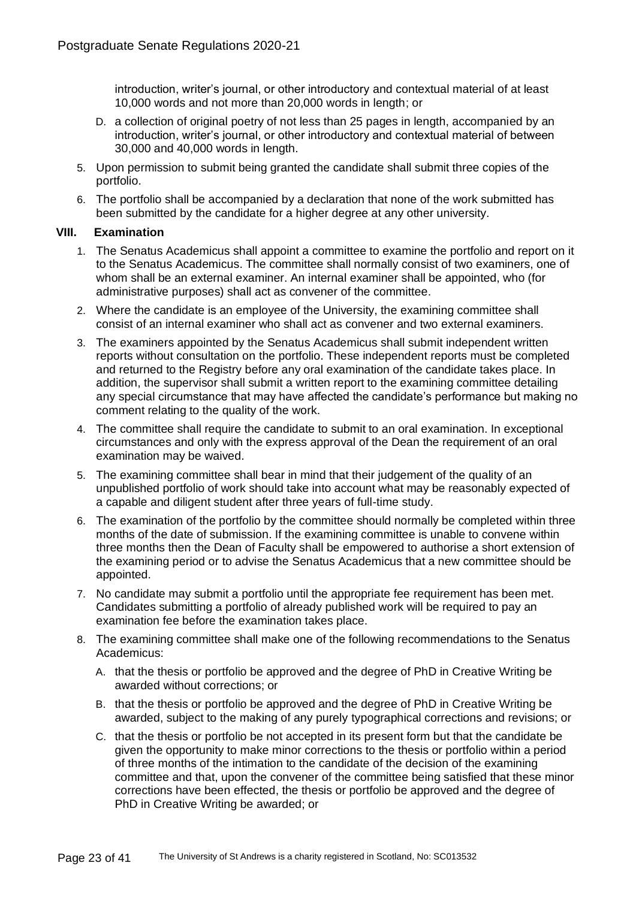introduction, writer's journal, or other introductory and contextual material of at least 10,000 words and not more than 20,000 words in length; or

D. a collection of original poetry of not less than 25 pages in length, accompanied by an introduction, writer's journal, or other introductory and contextual material of between 30,000 and 40,000 words in length.

5. Upon permission to submit being granted the candidate shall submit three copies of the portfolio.
6. The portfolio shall be accompanied by a declaration that none of the work submitted has been submitted by the candidate for a higher degree at any other university.

### VIII. Examination

1. The Senatus Academicus shall appoint a committee to examine the portfolio and report on it to the Senatus Academicus. The committee shall normally consist of two examiners, one of whom shall be an external examiner. An internal examiner shall be appointed, who (for administrative purposes) shall act as convener of the committee.
2. Where the candidate is an employee of the University, the examining committee shall consist of an internal examiner who shall act as convener and two external examiners.
3. The examiners appointed by the Senatus Academicus shall submit independent written reports without consultation on the portfolio. These independent reports must be completed and returned to the Registry before any oral examination of the candidate takes place. In addition, the supervisor shall submit a written report to the examining committee detailing any special circumstance that may have affected the candidate's performance but making no comment relating to the quality of the work.
4. The committee shall require the candidate to submit to an oral examination. In exceptional circumstances and only with the express approval of the Dean the requirement of an oral examination may be waived.
5. The examining committee shall bear in mind that their judgement of the quality of an unpublished portfolio of work should take into account what may be reasonably expected of a capable and diligent student after three years of full-time study.
6. The examination of the portfolio by the committee should normally be completed within three months of the date of submission. If the examining committee is unable to convene within three months then the Dean of Faculty shall be empowered to authorise a short extension of the examining period or to advise the Senatus Academicus that a new committee should be appointed.
7. No candidate may submit a portfolio until the appropriate fee requirement has been met. Candidates submitting a portfolio of already published work will be required to pay an examination fee before the examination takes place.
8. The examining committee shall make one of the following recommendations to the Senatus Academicus:
   A. that the thesis or portfolio be approved and the degree of PhD in Creative Writing be awarded without corrections; or
   B. that the thesis or portfolio be approved and the degree of PhD in Creative Writing be awarded, subject to the making of any purely typographical corrections and revisions; or
   C. that the thesis or portfolio be not accepted in its present form but that the candidate be given the opportunity to make minor corrections to the thesis or portfolio within a period of three months of the intimation to the candidate of the decision of the examining committee and that, upon the convener of the committee being satisfied that these minor corrections have been effected, the thesis or portfolio be approved and the degree of PhD in Creative Writing be awarded; or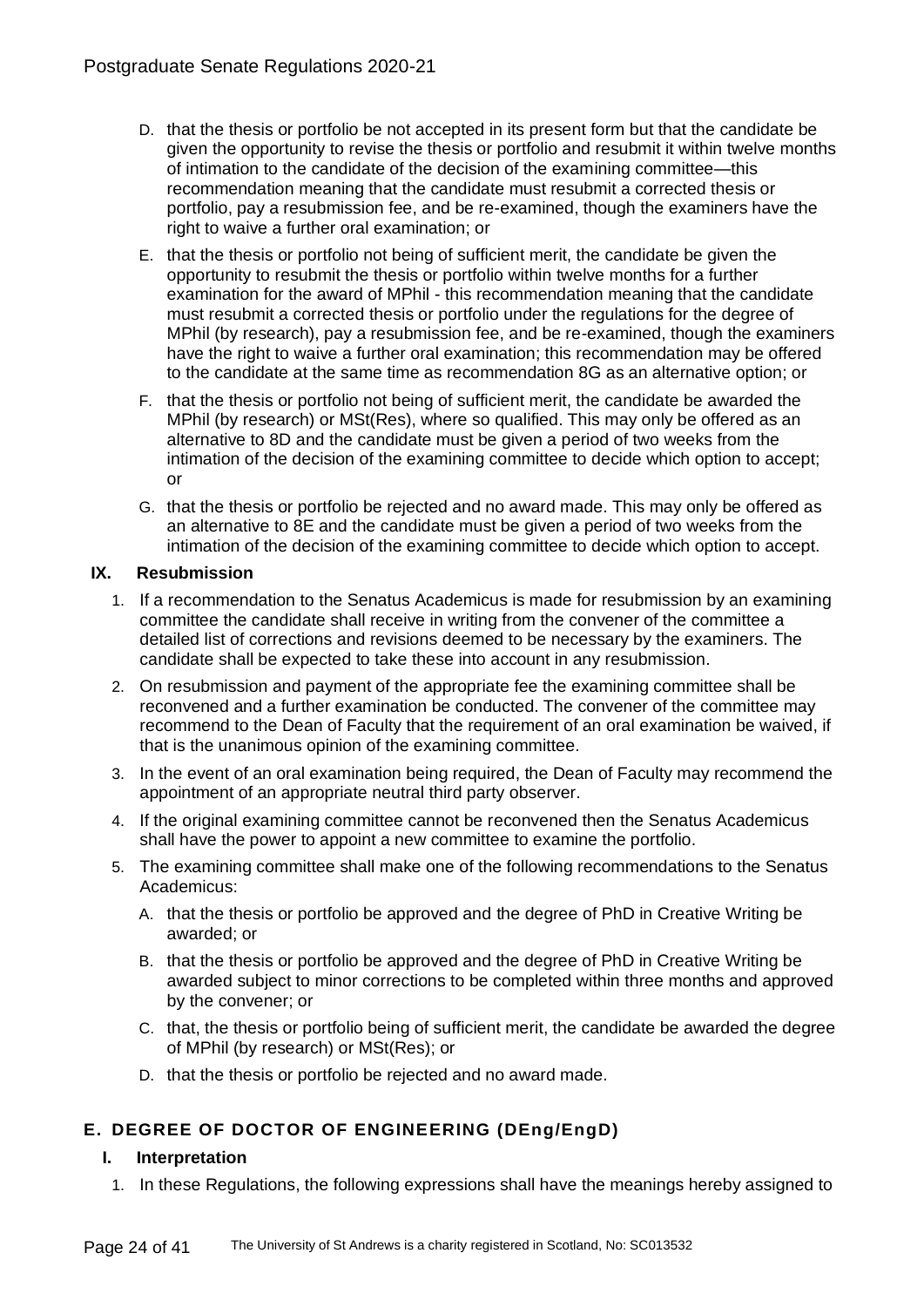D. that the thesis or portfolio be not accepted in its present form but that the candidate be given the opportunity to revise the thesis or portfolio and resubmit it within twelve months of intimation to the candidate of the decision of the examining committee—this recommendation meaning that the candidate must resubmit a corrected thesis or portfolio, pay a resubmission fee, and be re-examined, though the examiners have the right to waive a further oral examination; or

E. that the thesis or portfolio not being of sufficient merit, the candidate be given the opportunity to resubmit the thesis or portfolio within twelve months for a further examination for the award of MPhil - this recommendation meaning that the candidate must resubmit a corrected thesis or portfolio under the regulations for the degree of MPhil (by research), pay a resubmission fee, and be re-examined, though the examiners have the right to waive a further oral examination; this recommendation may be offered to the candidate at the same time as recommendation 8G as an alternative option; or

F. that the thesis or portfolio not being of sufficient merit, the candidate be awarded the MPhil (by research) or MSt(Res), where so qualified. This may only be offered as an alternative to 8D and the candidate must be given a period of two weeks from the intimation of the decision of the examining committee to decide which option to accept; or

G. that the thesis or portfolio be rejected and no award made. This may only be offered as an alternative to 8E and the candidate must be given a period of two weeks from the intimation of the decision of the examining committee to decide which option to accept.

### IX. Resubmission

1. If a recommendation to the Senatus Academicus is made for resubmission by an examining committee the candidate shall receive in writing from the convener of the committee a detailed list of corrections and revisions deemed to be necessary by the examiners. The candidate shall be expected to take these into account in any resubmission.
2. On resubmission and payment of the appropriate fee the examining committee shall be reconvened and a further examination be conducted. The convener of the committee may recommend to the Dean of Faculty that the requirement of an oral examination be waived, if that is the unanimous opinion of the examining committee.
3. In the event of an oral examination being required, the Dean of Faculty may recommend the appointment of an appropriate neutral third party observer.
4. If the original examining committee cannot be reconvened then the Senatus Academicus shall have the power to appoint a new committee to examine the portfolio.
5. The examining committee shall make one of the following recommendations to the Senatus Academicus:

   A. that the thesis or portfolio be approved and the degree of PhD in Creative Writing be awarded; or

   B. that the thesis or portfolio be approved and the degree of PhD in Creative Writing be awarded subject to minor corrections to be completed within three months and approved by the convener; or

   C. that, the thesis or portfolio being of sufficient merit, the candidate be awarded the degree of MPhil (by research) or MSt(Res); or

   D. that the thesis or portfolio be rejected and no award made.

## E. DEGREE OF DOCTOR OF ENGINEERING (DEng/EngD)

### I. Interpretation

1. In these Regulations, the following expressions shall have the meanings hereby assigned to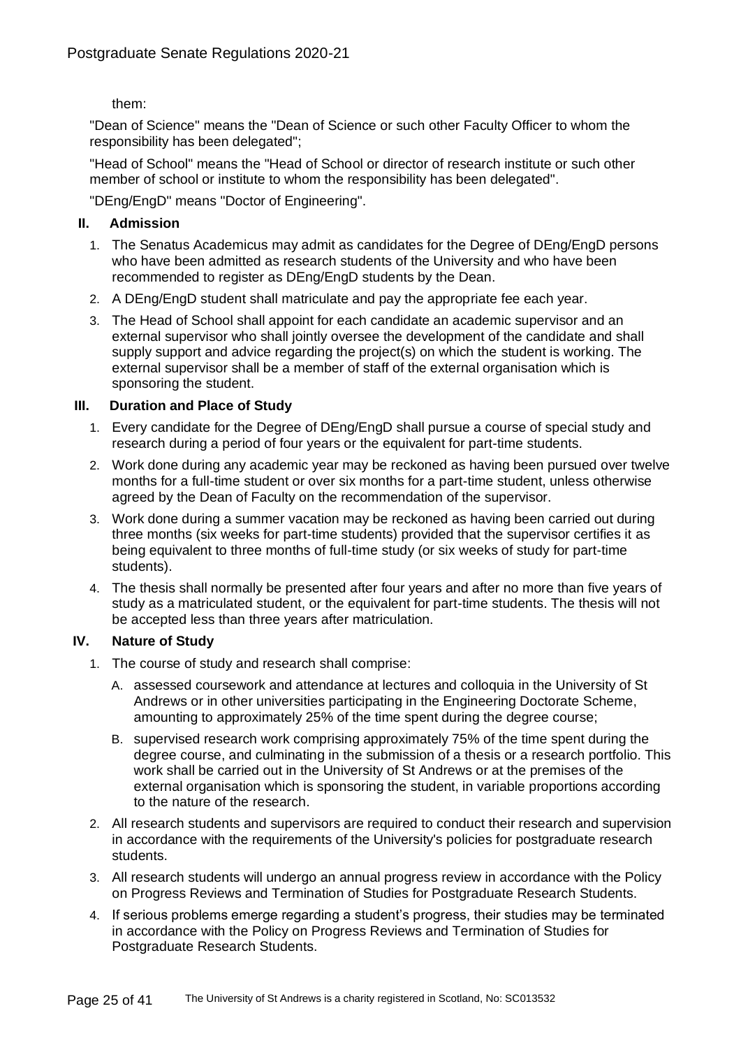them:

"Dean of Science" means the "Dean of Science or such other Faculty Officer to whom the responsibility has been delegated";

"Head of School" means the "Head of School or director of research institute or such other member of school or institute to whom the responsibility has been delegated".

"DEng/EngD" means "Doctor of Engineering".

### II. Admission

1. The Senatus Academicus may admit as candidates for the Degree of DEng/EngD persons who have been admitted as research students of the University and who have been recommended to register as DEng/EngD students by the Dean.
2. A DEng/EngD student shall matriculate and pay the appropriate fee each year.
3. The Head of School shall appoint for each candidate an academic supervisor and an external supervisor who shall jointly oversee the development of the candidate and shall supply support and advice regarding the project(s) on which the student is working. The external supervisor shall be a member of staff of the external organisation which is sponsoring the student.

### III. Duration and Place of Study

1. Every candidate for the Degree of DEng/EngD shall pursue a course of special study and research during a period of four years or the equivalent for part-time students.
2. Work done during any academic year may be reckoned as having been pursued over twelve months for a full-time student or over six months for a part-time student, unless otherwise agreed by the Dean of Faculty on the recommendation of the supervisor.
3. Work done during a summer vacation may be reckoned as having been carried out during three months (six weeks for part-time students) provided that the supervisor certifies it as being equivalent to three months of full-time study (or six weeks of study for part-time students).
4. The thesis shall normally be presented after four years and after no more than five years of study as a matriculated student, or the equivalent for part-time students. The thesis will not be accepted less than three years after matriculation.

### IV. Nature of Study

1. The course of study and research shall comprise:
   A. assessed coursework and attendance at lectures and colloquia in the University of St Andrews or in other universities participating in the Engineering Doctorate Scheme, amounting to approximately 25% of the time spent during the degree course;
   B. supervised research work comprising approximately 75% of the time spent during the degree course, and culminating in the submission of a thesis or a research portfolio. This work shall be carried out in the University of St Andrews or at the premises of the external organisation which is sponsoring the student, in variable proportions according to the nature of the research.
2. All research students and supervisors are required to conduct their research and supervision in accordance with the requirements of the University's policies for postgraduate research students.
3. All research students will undergo an annual progress review in accordance with the Policy on Progress Reviews and Termination of Studies for Postgraduate Research Students.
4. If serious problems emerge regarding a student's progress, their studies may be terminated in accordance with the Policy on Progress Reviews and Termination of Studies for Postgraduate Research Students.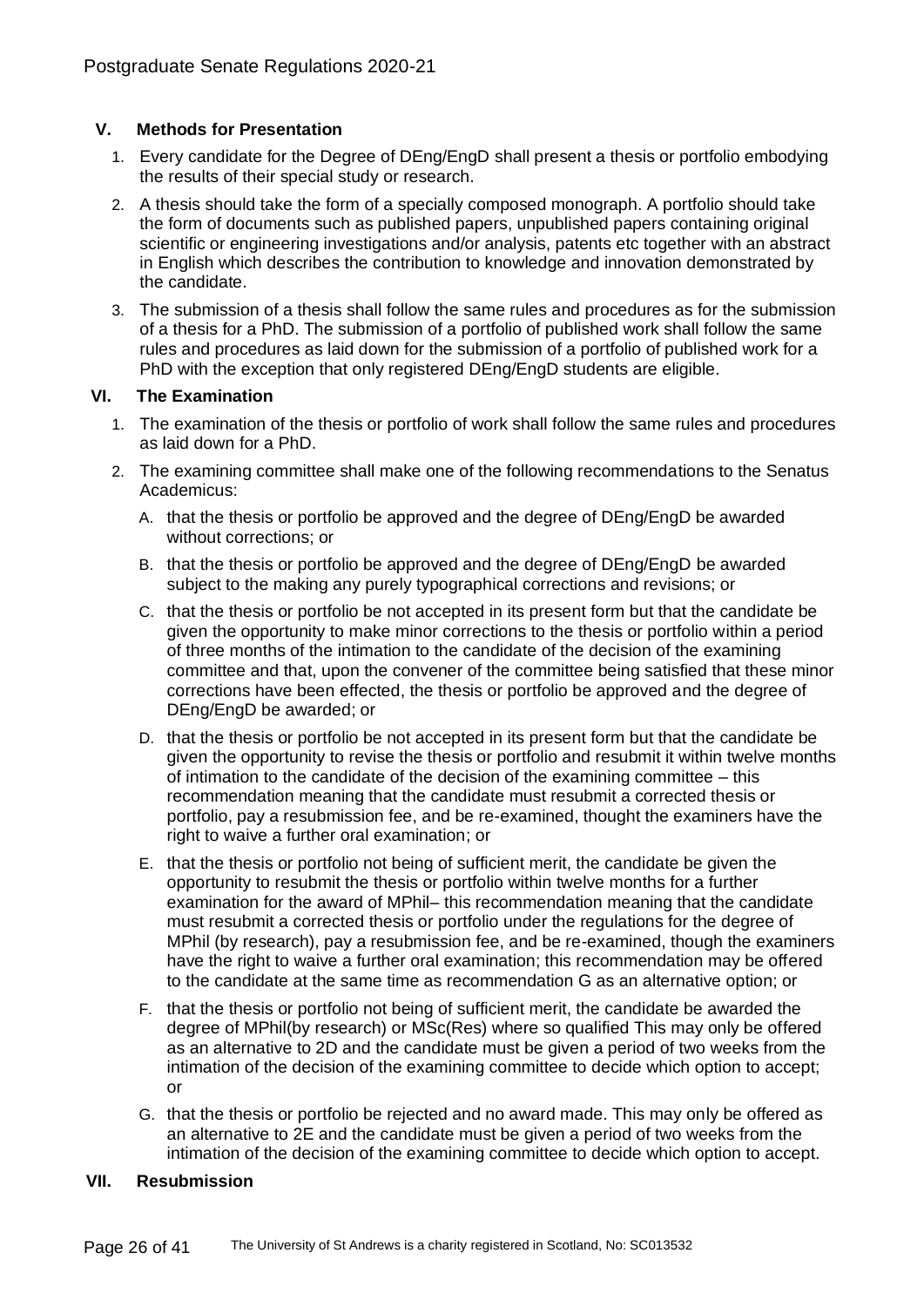### V. Methods for Presentation

1. Every candidate for the Degree of DEng/EngD shall present a thesis or portfolio embodying the results of their special study or research.
2. A thesis should take the form of a specially composed monograph. A portfolio should take the form of documents such as published papers, unpublished papers containing original scientific or engineering investigations and/or analysis, patents etc together with an abstract in English which describes the contribution to knowledge and innovation demonstrated by the candidate.
3. The submission of a thesis shall follow the same rules and procedures as for the submission of a thesis for a PhD. The submission of a portfolio of published work shall follow the same rules and procedures as laid down for the submission of a portfolio of published work for a PhD with the exception that only registered DEng/EngD students are eligible.

### VI. The Examination

1. The examination of the thesis or portfolio of work shall follow the same rules and procedures as laid down for a PhD.
2. The examining committee shall make one of the following recommendations to the Senatus Academicus:
   A. that the thesis or portfolio be approved and the degree of DEng/EngD be awarded without corrections; or

   B. that the thesis or portfolio be approved and the degree of DEng/EngD be awarded subject to the making any purely typographical corrections and revisions; or

   C. that the thesis or portfolio be not accepted in its present form but that the candidate be given the opportunity to make minor corrections to the thesis or portfolio within a period of three months of the intimation to the candidate of the decision of the examining committee and that, upon the convener of the committee being satisfied that these minor corrections have been effected, the thesis or portfolio be approved and the degree of DEng/EngD be awarded; or

   D. that the thesis or portfolio be not accepted in its present form but that the candidate be given the opportunity to revise the thesis or portfolio and resubmit it within twelve months of intimation to the candidate of the decision of the examining committee – this recommendation meaning that the candidate must resubmit a corrected thesis or portfolio, pay a resubmission fee, and be re-examined, thought the examiners have the right to waive a further oral examination; or

   E. that the thesis or portfolio not being of sufficient merit, the candidate be given the opportunity to resubmit the thesis or portfolio within twelve months for a further examination for the award of MPhil– this recommendation meaning that the candidate must resubmit a corrected thesis or portfolio under the regulations for the degree of MPhil (by research), pay a resubmission fee, and be re-examined, though the examiners have the right to waive a further oral examination; this recommendation may be offered to the candidate at the same time as recommendation G as an alternative option; or

   F. that the thesis or portfolio not being of sufficient merit, the candidate be awarded the degree of MPhil(by research) or MSc(Res) where so qualified This may only be offered as an alternative to 2D and the candidate must be given a period of two weeks from the intimation of the decision of the examining committee to decide which option to accept; or

   G. that the thesis or portfolio be rejected and no award made. This may only be offered as an alternative to 2E and the candidate must be given a period of two weeks from the intimation of the decision of the examining committee to decide which option to accept.

### VII. Resubmission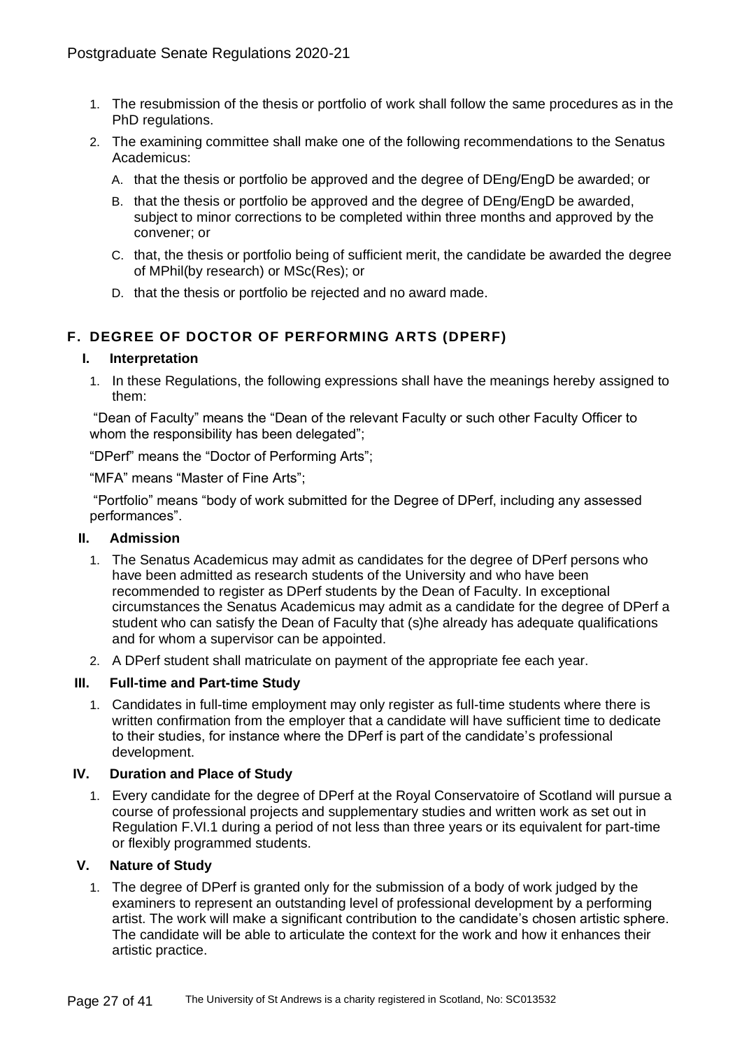1. The resubmission of the thesis or portfolio of work shall follow the same procedures as in the PhD regulations.
2. The examining committee shall make one of the following recommendations to the Senatus Academicus:
   - A. that the thesis or portfolio be approved and the degree of DEng/EngD be awarded; or
   - B. that the thesis or portfolio be approved and the degree of DEng/EngD be awarded, subject to minor corrections to be completed within three months and approved by the convener; or
   - C. that, the thesis or portfolio being of sufficient merit, the candidate be awarded the degree of MPhil(by research) or MSc(Res); or
   - D. that the thesis or portfolio be rejected and no award made.

## F. DEGREE OF DOCTOR OF PERFORMING ARTS (DPERF)

### I. Interpretation

1. In these Regulations, the following expressions shall have the meanings hereby assigned to them:

"Dean of Faculty" means the "Dean of the relevant Faculty or such other Faculty Officer to whom the responsibility has been delegated";

"DPerf" means the "Doctor of Performing Arts";

"MFA" means "Master of Fine Arts";

"Portfolio" means "body of work submitted for the Degree of DPerf, including any assessed performances".

### II. Admission

1. The Senatus Academicus may admit as candidates for the degree of DPerf persons who have been admitted as research students of the University and who have been recommended to register as DPerf students by the Dean of Faculty. In exceptional circumstances the Senatus Academicus may admit as a candidate for the degree of DPerf a student who can satisfy the Dean of Faculty that (s)he already has adequate qualifications and for whom a supervisor can be appointed.
2. A DPerf student shall matriculate on payment of the appropriate fee each year.

### III. Full-time and Part-time Study

1. Candidates in full-time employment may only register as full-time students where there is written confirmation from the employer that a candidate will have sufficient time to dedicate to their studies, for instance where the DPerf is part of the candidate's professional development.

### IV. Duration and Place of Study

1. Every candidate for the degree of DPerf at the Royal Conservatoire of Scotland will pursue a course of professional projects and supplementary studies and written work as set out in Regulation F.VI.1 during a period of not less than three years or its equivalent for part-time or flexibly programmed students.

### V. Nature of Study

1. The degree of DPerf is granted only for the submission of a body of work judged by the examiners to represent an outstanding level of professional development by a performing artist. The work will make a significant contribution to the candidate's chosen artistic sphere. The candidate will be able to articulate the context for the work and how it enhances their artistic practice.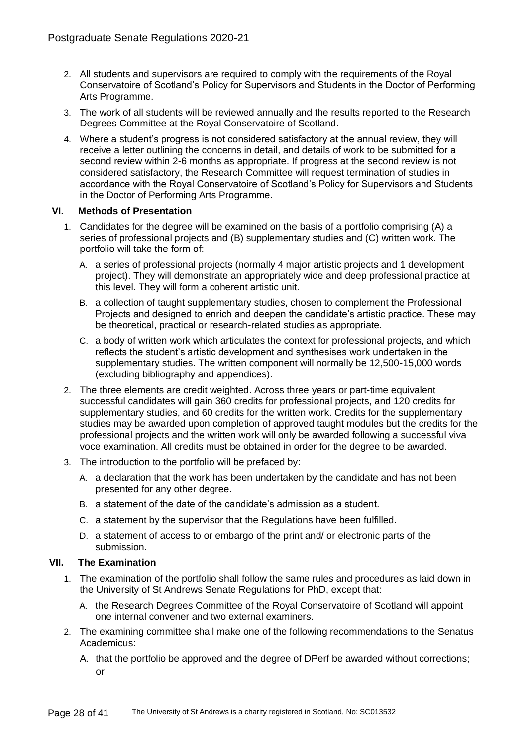2. All students and supervisors are required to comply with the requirements of the Royal Conservatoire of Scotland's Policy for Supervisors and Students in the Doctor of Performing Arts Programme.
3. The work of all students will be reviewed annually and the results reported to the Research Degrees Committee at the Royal Conservatoire of Scotland.
4. Where a student's progress is not considered satisfactory at the annual review, they will receive a letter outlining the concerns in detail, and details of work to be submitted for a second review within 2-6 months as appropriate. If progress at the second review is not considered satisfactory, the Research Committee will request termination of studies in accordance with the Royal Conservatoire of Scotland's Policy for Supervisors and Students in the Doctor of Performing Arts Programme.

### VI. Methods of Presentation

1. Candidates for the degree will be examined on the basis of a portfolio comprising (A) a series of professional projects and (B) supplementary studies and (C) written work. The portfolio will take the form of:
   - A. a series of professional projects (normally 4 major artistic projects and 1 development project). They will demonstrate an appropriately wide and deep professional practice at this level. They will form a coherent artistic unit.
   - B. a collection of taught supplementary studies, chosen to complement the Professional Projects and designed to enrich and deepen the candidate's artistic practice. These may be theoretical, practical or research-related studies as appropriate.
   - C. a body of written work which articulates the context for professional projects, and which reflects the student's artistic development and synthesises work undertaken in the supplementary studies. The written component will normally be 12,500-15,000 words (excluding bibliography and appendices).
2. The three elements are credit weighted. Across three years or part-time equivalent successful candidates will gain 360 credits for professional projects, and 120 credits for supplementary studies, and 60 credits for the written work. Credits for the supplementary studies may be awarded upon completion of approved taught modules but the credits for the professional projects and the written work will only be awarded following a successful viva voce examination. All credits must be obtained in order for the degree to be awarded.
3. The introduction to the portfolio will be prefaced by:
   - A. a declaration that the work has been undertaken by the candidate and has not been presented for any other degree.
   - B. a statement of the date of the candidate's admission as a student.
   - C. a statement by the supervisor that the Regulations have been fulfilled.
   - D. a statement of access to or embargo of the print and/ or electronic parts of the submission.

### VII. The Examination

1. The examination of the portfolio shall follow the same rules and procedures as laid down in the University of St Andrews Senate Regulations for PhD, except that:
   - A. the Research Degrees Committee of the Royal Conservatoire of Scotland will appoint one internal convener and two external examiners.
2. The examining committee shall make one of the following recommendations to the Senatus Academicus:
   - A. that the portfolio be approved and the degree of DPerf be awarded without corrections; or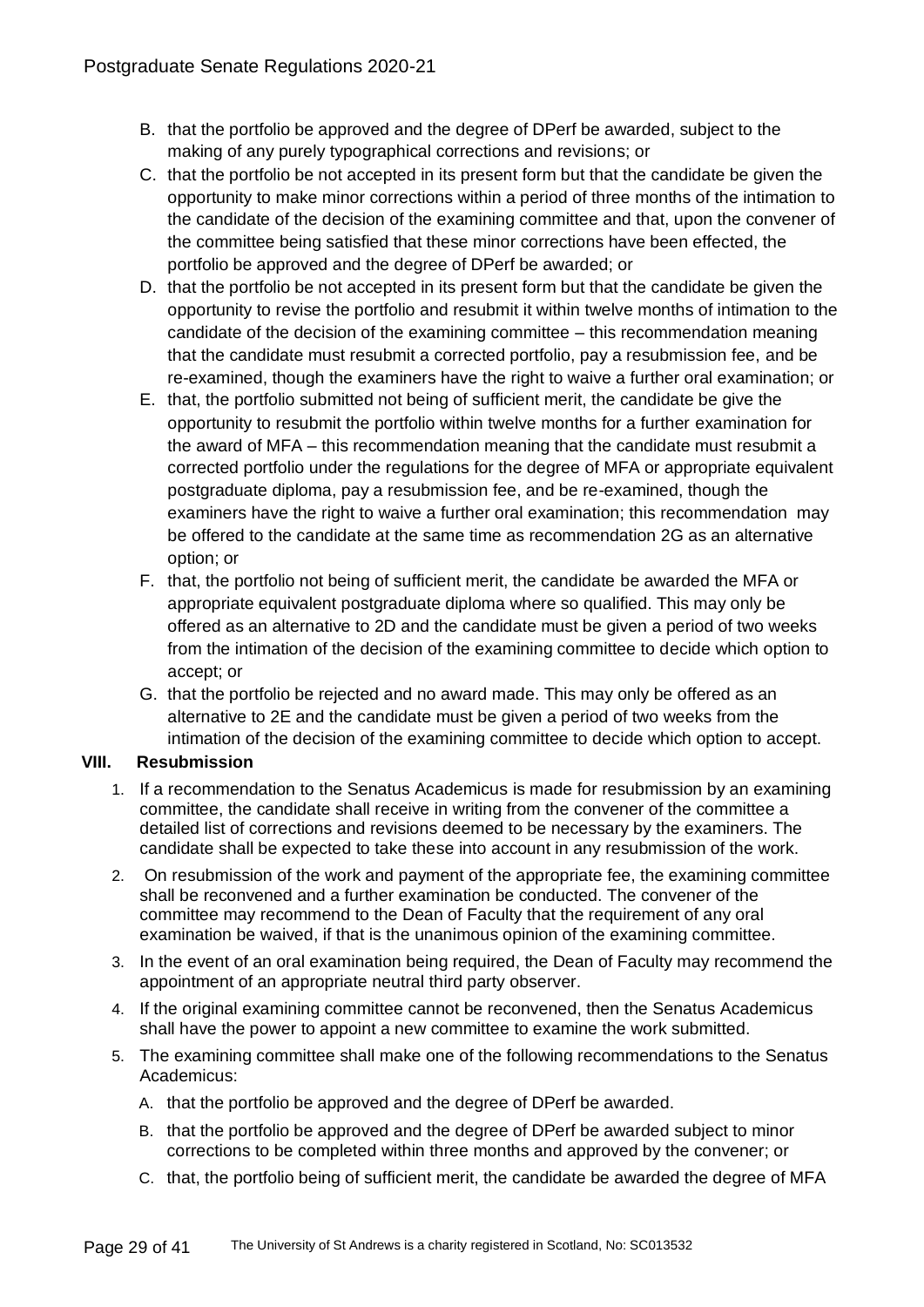B. that the portfolio be approved and the degree of DPerf be awarded, subject to the making of any purely typographical corrections and revisions; or

C. that the portfolio be not accepted in its present form but that the candidate be given the opportunity to make minor corrections within a period of three months of the intimation to the candidate of the decision of the examining committee and that, upon the convener of the committee being satisfied that these minor corrections have been effected, the portfolio be approved and the degree of DPerf be awarded; or

D. that the portfolio be not accepted in its present form but that the candidate be given the opportunity to revise the portfolio and resubmit it within twelve months of intimation to the candidate of the decision of the examining committee – this recommendation meaning that the candidate must resubmit a corrected portfolio, pay a resubmission fee, and be re-examined, though the examiners have the right to waive a further oral examination; or

E. that, the portfolio submitted not being of sufficient merit, the candidate be give the opportunity to resubmit the portfolio within twelve months for a further examination for the award of MFA – this recommendation meaning that the candidate must resubmit a corrected portfolio under the regulations for the degree of MFA or appropriate equivalent postgraduate diploma, pay a resubmission fee, and be re-examined, though the examiners have the right to waive a further oral examination; this recommendation may be offered to the candidate at the same time as recommendation 2G as an alternative option; or

F. that, the portfolio not being of sufficient merit, the candidate be awarded the MFA or appropriate equivalent postgraduate diploma where so qualified. This may only be offered as an alternative to 2D and the candidate must be given a period of two weeks from the intimation of the decision of the examining committee to decide which option to accept; or

G. that the portfolio be rejected and no award made. This may only be offered as an alternative to 2E and the candidate must be given a period of two weeks from the intimation of the decision of the examining committee to decide which option to accept.

### VIII. Resubmission

1. If a recommendation to the Senatus Academicus is made for resubmission by an examining committee, the candidate shall receive in writing from the convener of the committee a detailed list of corrections and revisions deemed to be necessary by the examiners. The candidate shall be expected to take these into account in any resubmission of the work.
2. On resubmission of the work and payment of the appropriate fee, the examining committee shall be reconvened and a further examination be conducted. The convener of the committee may recommend to the Dean of Faculty that the requirement of any oral examination be waived, if that is the unanimous opinion of the examining committee.
3. In the event of an oral examination being required, the Dean of Faculty may recommend the appointment of an appropriate neutral third party observer.
4. If the original examining committee cannot be reconvened, then the Senatus Academicus shall have the power to appoint a new committee to examine the work submitted.
5. The examining committee shall make one of the following recommendations to the Senatus Academicus:

   A. that the portfolio be approved and the degree of DPerf be awarded.

   B. that the portfolio be approved and the degree of DPerf be awarded subject to minor corrections to be completed within three months and approved by the convener; or

   C. that, the portfolio being of sufficient merit, the candidate be awarded the degree of MFA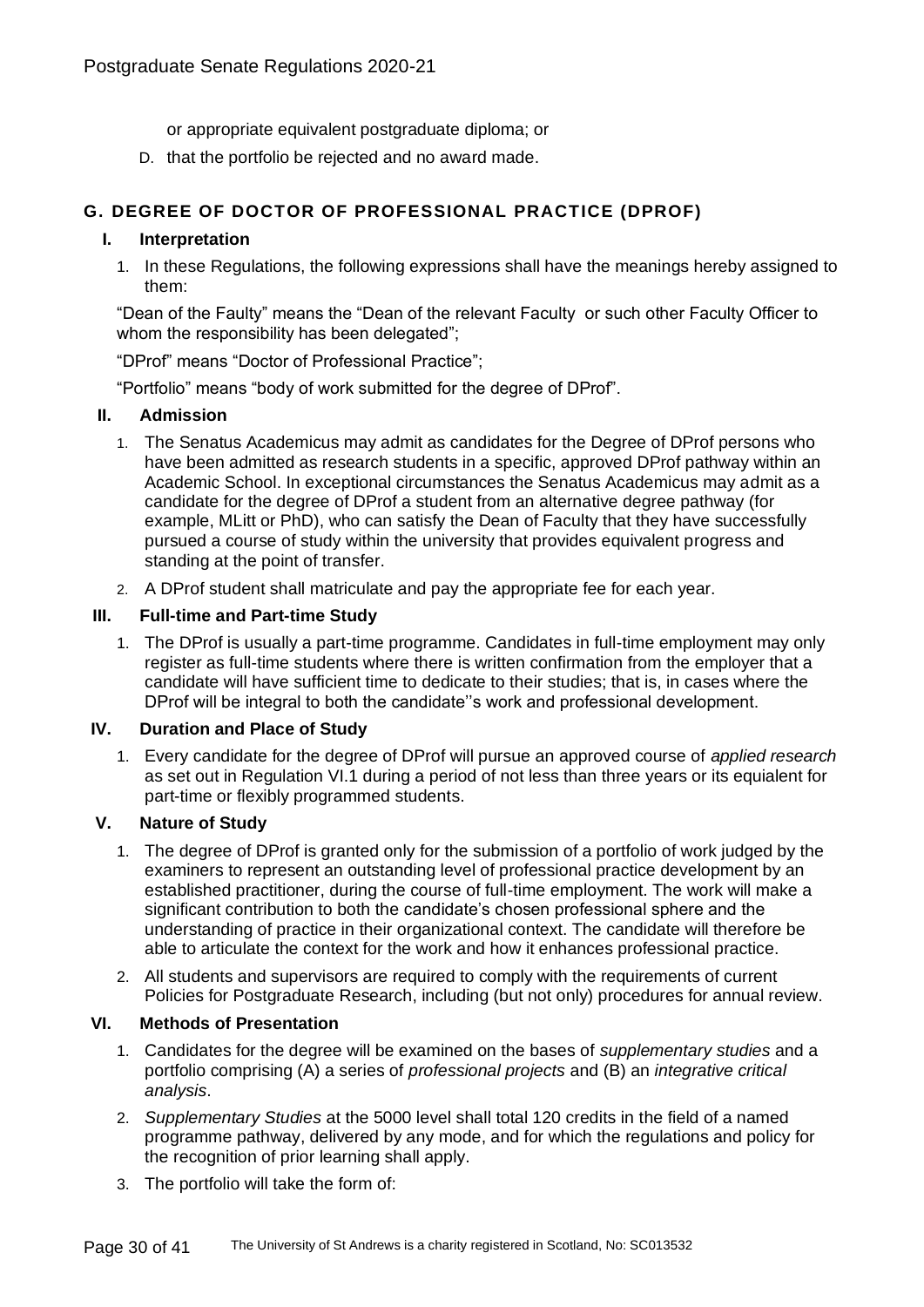or appropriate equivalent postgraduate diploma; or

D. that the portfolio be rejected and no award made.

## G. DEGREE OF DOCTOR OF PROFESSIONAL PRACTICE (DPROF)

### I. Interpretation

1. In these Regulations, the following expressions shall have the meanings hereby assigned to them:

"Dean of the Faulty" means the "Dean of the relevant Faculty or such other Faculty Officer to whom the responsibility has been delegated";

"DProf" means "Doctor of Professional Practice";

"Portfolio" means "body of work submitted for the degree of DProf".

### II. Admission

1. The Senatus Academicus may admit as candidates for the Degree of DProf persons who have been admitted as research students in a specific, approved DProf pathway within an Academic School. In exceptional circumstances the Senatus Academicus may admit as a candidate for the degree of DProf a student from an alternative degree pathway (for example, MLitt or PhD), who can satisfy the Dean of Faculty that they have successfully pursued a course of study within the university that provides equivalent progress and standing at the point of transfer.
2. A DProf student shall matriculate and pay the appropriate fee for each year.

### III. Full-time and Part-time Study

1. The DProf is usually a part-time programme. Candidates in full-time employment may only register as full-time students where there is written confirmation from the employer that a candidate will have sufficient time to dedicate to their studies; that is, in cases where the DProf will be integral to both the candidate''s work and professional development.

### IV. Duration and Place of Study

1. Every candidate for the degree of DProf will pursue an approved course of *applied research* as set out in Regulation VI.1 during a period of not less than three years or its equialent for part-time or flexibly programmed students.

### V. Nature of Study

1. The degree of DProf is granted only for the submission of a portfolio of work judged by the examiners to represent an outstanding level of professional practice development by an established practitioner, during the course of full-time employment. The work will make a significant contribution to both the candidate's chosen professional sphere and the understanding of practice in their organizational context. The candidate will therefore be able to articulate the context for the work and how it enhances professional practice.
2. All students and supervisors are required to comply with the requirements of current Policies for Postgraduate Research, including (but not only) procedures for annual review.

### VI. Methods of Presentation

1. Candidates for the degree will be examined on the bases of *supplementary studies* and a portfolio comprising (A) a series of *professional projects* and (B) an *integrative critical analysis*.
2. *Supplementary Studies* at the 5000 level shall total 120 credits in the field of a named programme pathway, delivered by any mode, and for which the regulations and policy for the recognition of prior learning shall apply.
3. The portfolio will take the form of: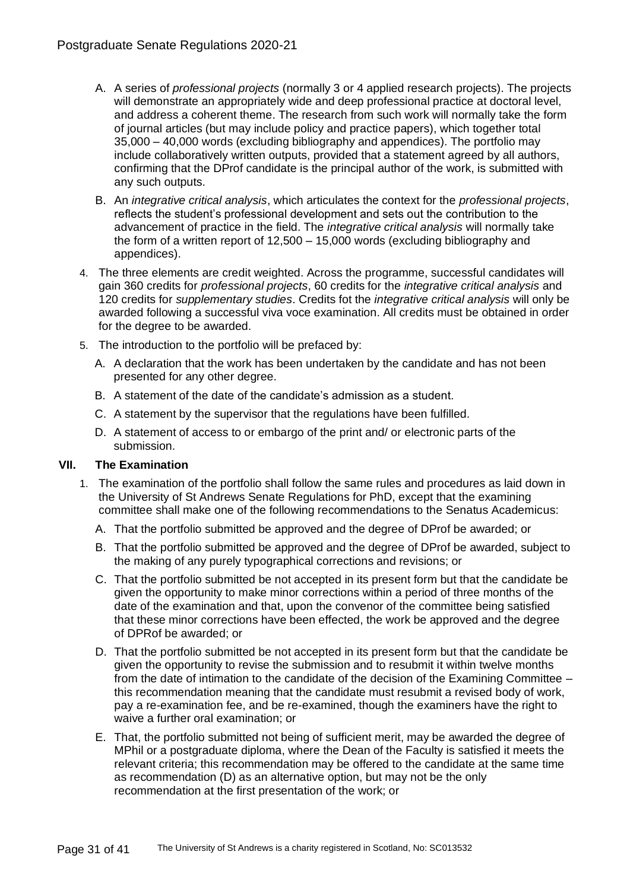A. A series of *professional projects* (normally 3 or 4 applied research projects). The projects will demonstrate an appropriately wide and deep professional practice at doctoral level, and address a coherent theme. The research from such work will normally take the form of journal articles (but may include policy and practice papers), which together total 35,000 – 40,000 words (excluding bibliography and appendices). The portfolio may include collaboratively written outputs, provided that a statement agreed by all authors, confirming that the DProf candidate is the principal author of the work, is submitted with any such outputs.

B. An *integrative critical analysis*, which articulates the context for the *professional projects*, reflects the student's professional development and sets out the contribution to the advancement of practice in the field. The *integrative critical analysis* will normally take the form of a written report of 12,500 – 15,000 words (excluding bibliography and appendices).

4. The three elements are credit weighted. Across the programme, successful candidates will gain 360 credits for *professional projects*, 60 credits for the *integrative critical analysis* and 120 credits for *supplementary studies*. Credits fot the *integrative critical analysis* will only be awarded following a successful viva voce examination. All credits must be obtained in order for the degree to be awarded.

5. The introduction to the portfolio will be prefaced by:

   A. A declaration that the work has been undertaken by the candidate and has not been presented for any other degree.

   B. A statement of the date of the candidate's admission as a student.

   C. A statement by the supervisor that the regulations have been fulfilled.

   D. A statement of access to or embargo of the print and/ or electronic parts of the submission.

## VII. The Examination

1. The examination of the portfolio shall follow the same rules and procedures as laid down in the University of St Andrews Senate Regulations for PhD, except that the examining committee shall make one of the following recommendations to the Senatus Academicus:

   A. That the portfolio submitted be approved and the degree of DProf be awarded; or

   B. That the portfolio submitted be approved and the degree of DProf be awarded, subject to the making of any purely typographical corrections and revisions; or

   C. That the portfolio submitted be not accepted in its present form but that the candidate be given the opportunity to make minor corrections within a period of three months of the date of the examination and that, upon the convenor of the committee being satisfied that these minor corrections have been effected, the work be approved and the degree of DPRof be awarded; or

   D. That the portfolio submitted be not accepted in its present form but that the candidate be given the opportunity to revise the submission and to resubmit it within twelve months from the date of intimation to the candidate of the decision of the Examining Committee – this recommendation meaning that the candidate must resubmit a revised body of work, pay a re-examination fee, and be re-examined, though the examiners have the right to waive a further oral examination; or

   E. That, the portfolio submitted not being of sufficient merit, may be awarded the degree of MPhil or a postgraduate diploma, where the Dean of the Faculty is satisfied it meets the relevant criteria; this recommendation may be offered to the candidate at the same time as recommendation (D) as an alternative option, but may not be the only recommendation at the first presentation of the work; or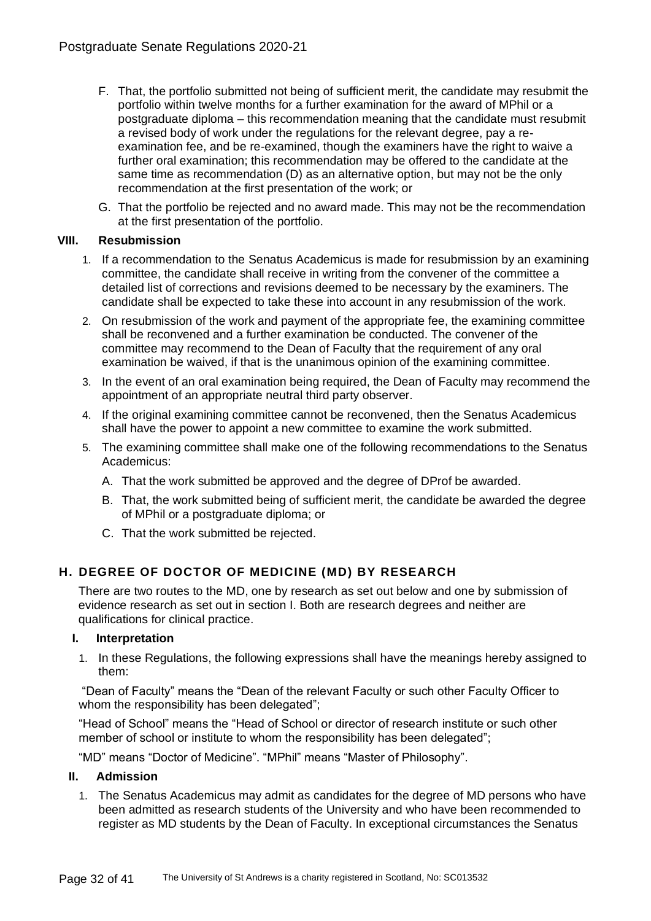F. That, the portfolio submitted not being of sufficient merit, the candidate may resubmit the portfolio within twelve months for a further examination for the award of MPhil or a postgraduate diploma – this recommendation meaning that the candidate must resubmit a revised body of work under the regulations for the relevant degree, pay a re-examination fee, and be re-examined, though the examiners have the right to waive a further oral examination; this recommendation may be offered to the candidate at the same time as recommendation (D) as an alternative option, but may not be the only recommendation at the first presentation of the work; or

G. That the portfolio be rejected and no award made. This may not be the recommendation at the first presentation of the portfolio.

### VIII. Resubmission

1. If a recommendation to the Senatus Academicus is made for resubmission by an examining committee, the candidate shall receive in writing from the convener of the committee a detailed list of corrections and revisions deemed to be necessary by the examiners. The candidate shall be expected to take these into account in any resubmission of the work.
2. On resubmission of the work and payment of the appropriate fee, the examining committee shall be reconvened and a further examination be conducted. The convener of the committee may recommend to the Dean of Faculty that the requirement of any oral examination be waived, if that is the unanimous opinion of the examining committee.
3. In the event of an oral examination being required, the Dean of Faculty may recommend the appointment of an appropriate neutral third party observer.
4. If the original examining committee cannot be reconvened, then the Senatus Academicus shall have the power to appoint a new committee to examine the work submitted.
5. The examining committee shall make one of the following recommendations to the Senatus Academicus:

   A. That the work submitted be approved and the degree of DProf be awarded.

   B. That, the work submitted being of sufficient merit, the candidate be awarded the degree of MPhil or a postgraduate diploma; or

   C. That the work submitted be rejected.

## H. DEGREE OF DOCTOR OF MEDICINE (MD) BY RESEARCH

There are two routes to the MD, one by research as set out below and one by submission of evidence research as set out in section I. Both are research degrees and neither are qualifications for clinical practice.

### I. Interpretation

1. In these Regulations, the following expressions shall have the meanings hereby assigned to them:

"Dean of Faculty" means the "Dean of the relevant Faculty or such other Faculty Officer to whom the responsibility has been delegated";

"Head of School" means the "Head of School or director of research institute or such other member of school or institute to whom the responsibility has been delegated";

"MD" means "Doctor of Medicine". "MPhil" means "Master of Philosophy".

### II. Admission

1. The Senatus Academicus may admit as candidates for the degree of MD persons who have been admitted as research students of the University and who have been recommended to register as MD students by the Dean of Faculty. In exceptional circumstances the Senatus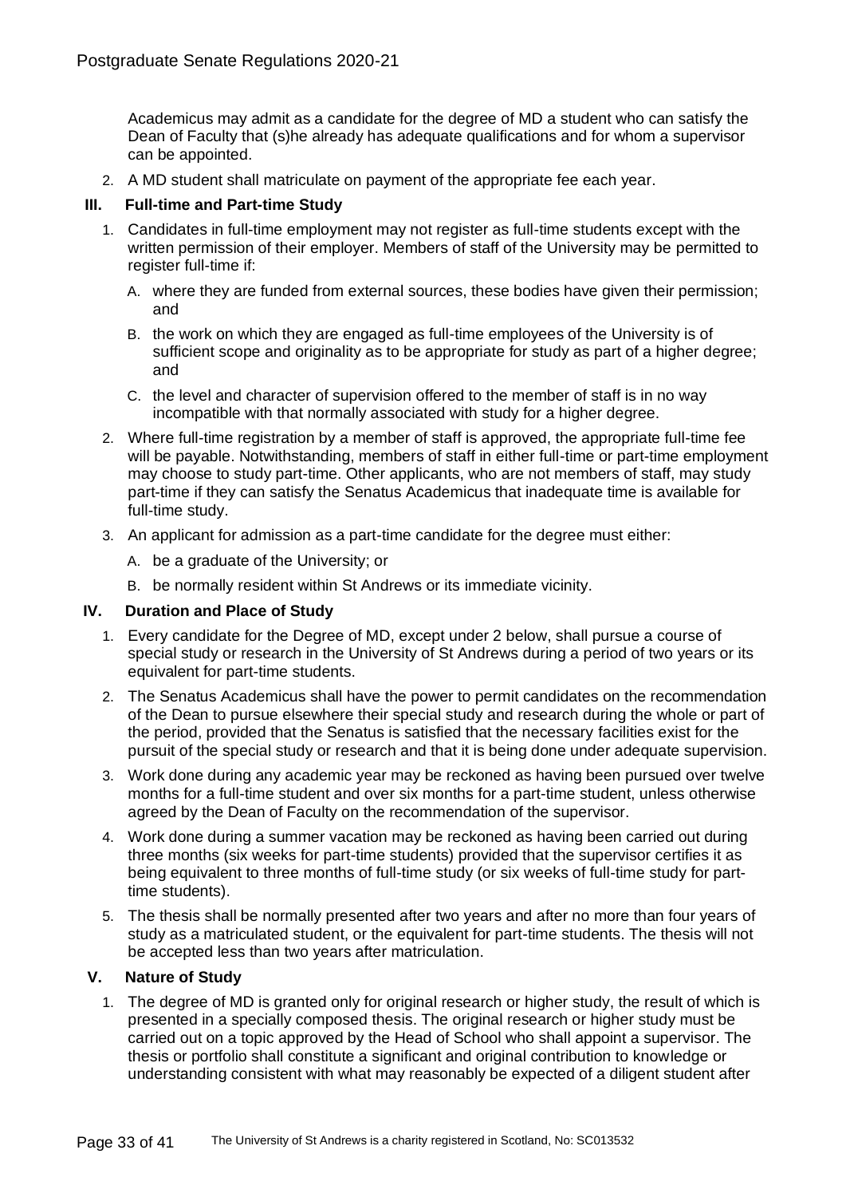Academicus may admit as a candidate for the degree of MD a student who can satisfy the Dean of Faculty that (s)he already has adequate qualifications and for whom a supervisor can be appointed.

2. A MD student shall matriculate on payment of the appropriate fee each year.

### III. Full-time and Part-time Study

1. Candidates in full-time employment may not register as full-time students except with the written permission of their employer. Members of staff of the University may be permitted to register full-time if:
   - A. where they are funded from external sources, these bodies have given their permission; and
   - B. the work on which they are engaged as full-time employees of the University is of sufficient scope and originality as to be appropriate for study as part of a higher degree; and
   - C. the level and character of supervision offered to the member of staff is in no way incompatible with that normally associated with study for a higher degree.
2. Where full-time registration by a member of staff is approved, the appropriate full-time fee will be payable. Notwithstanding, members of staff in either full-time or part-time employment may choose to study part-time. Other applicants, who are not members of staff, may study part-time if they can satisfy the Senatus Academicus that inadequate time is available for full-time study.
3. An applicant for admission as a part-time candidate for the degree must either:
   - A. be a graduate of the University; or
   - B. be normally resident within St Andrews or its immediate vicinity.

### IV. Duration and Place of Study

1. Every candidate for the Degree of MD, except under 2 below, shall pursue a course of special study or research in the University of St Andrews during a period of two years or its equivalent for part-time students.
2. The Senatus Academicus shall have the power to permit candidates on the recommendation of the Dean to pursue elsewhere their special study and research during the whole or part of the period, provided that the Senatus is satisfied that the necessary facilities exist for the pursuit of the special study or research and that it is being done under adequate supervision.
3. Work done during any academic year may be reckoned as having been pursued over twelve months for a full-time student and over six months for a part-time student, unless otherwise agreed by the Dean of Faculty on the recommendation of the supervisor.
4. Work done during a summer vacation may be reckoned as having been carried out during three months (six weeks for part-time students) provided that the supervisor certifies it as being equivalent to three months of full-time study (or six weeks of full-time study for part-time students).
5. The thesis shall be normally presented after two years and after no more than four years of study as a matriculated student, or the equivalent for part-time students. The thesis will not be accepted less than two years after matriculation.

### V. Nature of Study

1. The degree of MD is granted only for original research or higher study, the result of which is presented in a specially composed thesis. The original research or higher study must be carried out on a topic approved by the Head of School who shall appoint a supervisor. The thesis or portfolio shall constitute a significant and original contribution to knowledge or understanding consistent with what may reasonably be expected of a diligent student after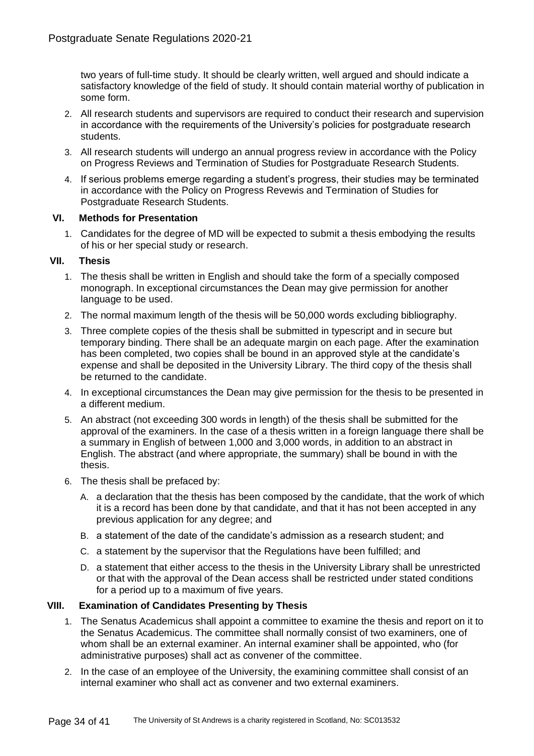two years of full-time study. It should be clearly written, well argued and should indicate a satisfactory knowledge of the field of study. It should contain material worthy of publication in some form.

2. All research students and supervisors are required to conduct their research and supervision in accordance with the requirements of the University's policies for postgraduate research students.
3. All research students will undergo an annual progress review in accordance with the Policy on Progress Reviews and Termination of Studies for Postgraduate Research Students.
4. If serious problems emerge regarding a student's progress, their studies may be terminated in accordance with the Policy on Progress Revewis and Termination of Studies for Postgraduate Research Students.

### VI. Methods for Presentation

1. Candidates for the degree of MD will be expected to submit a thesis embodying the results of his or her special study or research.

### VII. Thesis

1. The thesis shall be written in English and should take the form of a specially composed monograph. In exceptional circumstances the Dean may give permission for another language to be used.
2. The normal maximum length of the thesis will be 50,000 words excluding bibliography.
3. Three complete copies of the thesis shall be submitted in typescript and in secure but temporary binding. There shall be an adequate margin on each page. After the examination has been completed, two copies shall be bound in an approved style at the candidate's expense and shall be deposited in the University Library. The third copy of the thesis shall be returned to the candidate.
4. In exceptional circumstances the Dean may give permission for the thesis to be presented in a different medium.
5. An abstract (not exceeding 300 words in length) of the thesis shall be submitted for the approval of the examiners. In the case of a thesis written in a foreign language there shall be a summary in English of between 1,000 and 3,000 words, in addition to an abstract in English. The abstract (and where appropriate, the summary) shall be bound in with the thesis.
6. The thesis shall be prefaced by:
   A. a declaration that the thesis has been composed by the candidate, that the work of which it is a record has been done by that candidate, and that it has not been accepted in any previous application for any degree; and
   B. a statement of the date of the candidate's admission as a research student; and
   C. a statement by the supervisor that the Regulations have been fulfilled; and
   D. a statement that either access to the thesis in the University Library shall be unrestricted or that with the approval of the Dean access shall be restricted under stated conditions for a period up to a maximum of five years.

### VIII. Examination of Candidates Presenting by Thesis

1. The Senatus Academicus shall appoint a committee to examine the thesis and report on it to the Senatus Academicus. The committee shall normally consist of two examiners, one of whom shall be an external examiner. An internal examiner shall be appointed, who (for administrative purposes) shall act as convener of the committee.
2. In the case of an employee of the University, the examining committee shall consist of an internal examiner who shall act as convener and two external examiners.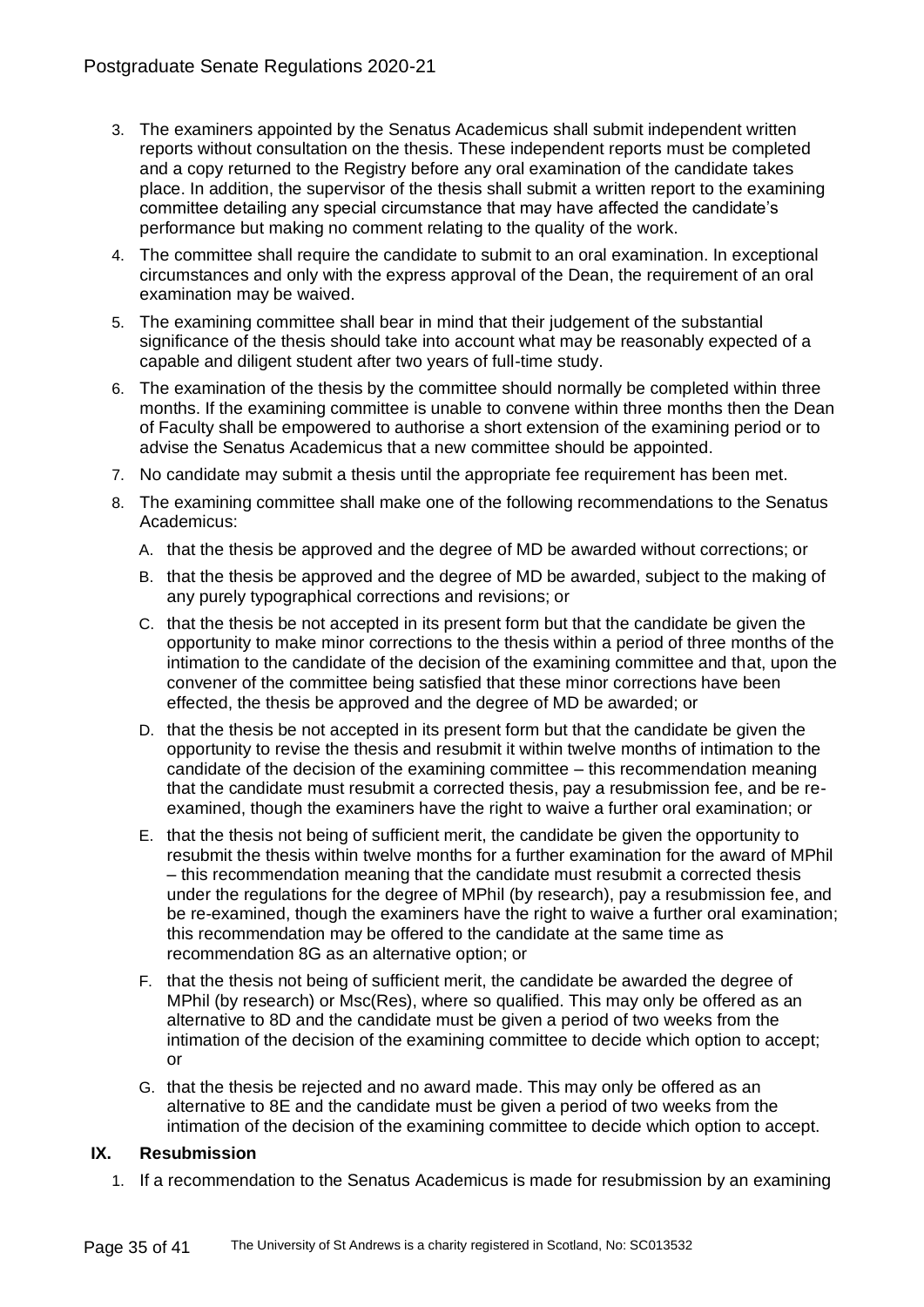3. The examiners appointed by the Senatus Academicus shall submit independent written reports without consultation on the thesis. These independent reports must be completed and a copy returned to the Registry before any oral examination of the candidate takes place. In addition, the supervisor of the thesis shall submit a written report to the examining committee detailing any special circumstance that may have affected the candidate's performance but making no comment relating to the quality of the work.
4. The committee shall require the candidate to submit to an oral examination. In exceptional circumstances and only with the express approval of the Dean, the requirement of an oral examination may be waived.
5. The examining committee shall bear in mind that their judgement of the substantial significance of the thesis should take into account what may be reasonably expected of a capable and diligent student after two years of full-time study.
6. The examination of the thesis by the committee should normally be completed within three months. If the examining committee is unable to convene within three months then the Dean of Faculty shall be empowered to authorise a short extension of the examining period or to advise the Senatus Academicus that a new committee should be appointed.
7. No candidate may submit a thesis until the appropriate fee requirement has been met.
8. The examining committee shall make one of the following recommendations to the Senatus Academicus:
   - A. that the thesis be approved and the degree of MD be awarded without corrections; or
   - B. that the thesis be approved and the degree of MD be awarded, subject to the making of any purely typographical corrections and revisions; or
   - C. that the thesis be not accepted in its present form but that the candidate be given the opportunity to make minor corrections to the thesis within a period of three months of the intimation to the candidate of the decision of the examining committee and that, upon the convener of the committee being satisfied that these minor corrections have been effected, the thesis be approved and the degree of MD be awarded; or
   - D. that the thesis be not accepted in its present form but that the candidate be given the opportunity to revise the thesis and resubmit it within twelve months of intimation to the candidate of the decision of the examining committee – this recommendation meaning that the candidate must resubmit a corrected thesis, pay a resubmission fee, and be re-examined, though the examiners have the right to waive a further oral examination; or
   - E. that the thesis not being of sufficient merit, the candidate be given the opportunity to resubmit the thesis within twelve months for a further examination for the award of MPhil – this recommendation meaning that the candidate must resubmit a corrected thesis under the regulations for the degree of MPhil (by research), pay a resubmission fee, and be re-examined, though the examiners have the right to waive a further oral examination; this recommendation may be offered to the candidate at the same time as recommendation 8G as an alternative option; or
   - F. that the thesis not being of sufficient merit, the candidate be awarded the degree of MPhil (by research) or Msc(Res), where so qualified. This may only be offered as an alternative to 8D and the candidate must be given a period of two weeks from the intimation of the decision of the examining committee to decide which option to accept; or
   - G. that the thesis be rejected and no award made. This may only be offered as an alternative to 8E and the candidate must be given a period of two weeks from the intimation of the decision of the examining committee to decide which option to accept.

## IX. Resubmission

1. If a recommendation to the Senatus Academicus is made for resubmission by an examining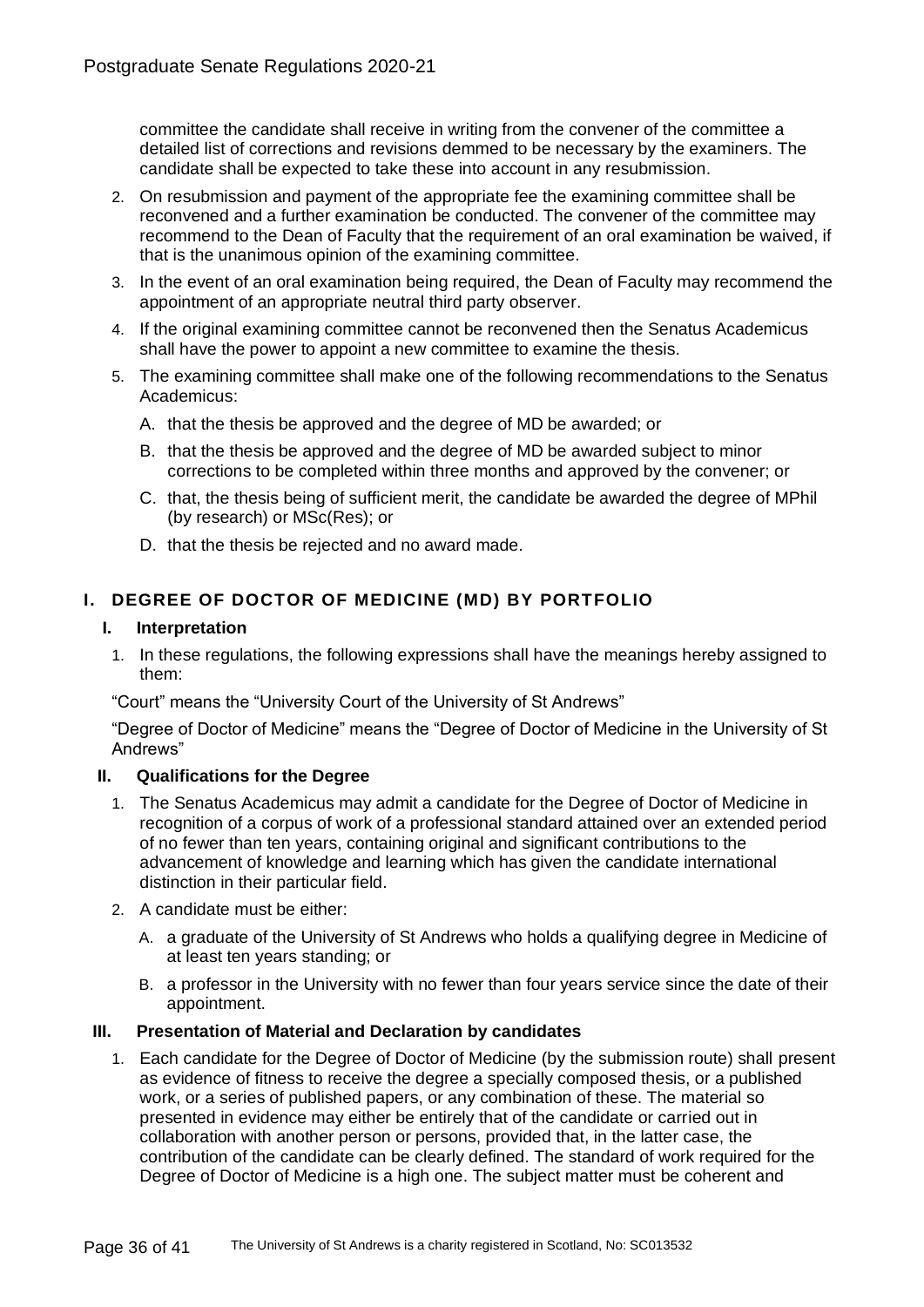committee the candidate shall receive in writing from the convener of the committee a detailed list of corrections and revisions demmed to be necessary by the examiners. The candidate shall be expected to take these into account in any resubmission.

2. On resubmission and payment of the appropriate fee the examining committee shall be reconvened and a further examination be conducted. The convener of the committee may recommend to the Dean of Faculty that the requirement of an oral examination be waived, if that is the unanimous opinion of the examining committee.
3. In the event of an oral examination being required, the Dean of Faculty may recommend the appointment of an appropriate neutral third party observer.
4. If the original examining committee cannot be reconvened then the Senatus Academicus shall have the power to appoint a new committee to examine the thesis.
5. The examining committee shall make one of the following recommendations to the Senatus Academicus:
   - A. that the thesis be approved and the degree of MD be awarded; or
   - B. that the thesis be approved and the degree of MD be awarded subject to minor corrections to be completed within three months and approved by the convener; or
   - C. that, the thesis being of sufficient merit, the candidate be awarded the degree of MPhil (by research) or MSc(Res); or
   - D. that the thesis be rejected and no award made.

## I. DEGREE OF DOCTOR OF MEDICINE (MD) BY PORTFOLIO

### I. Interpretation

1. In these regulations, the following expressions shall have the meanings hereby assigned to them:

"Court" means the "University Court of the University of St Andrews"

"Degree of Doctor of Medicine" means the "Degree of Doctor of Medicine in the University of St Andrews"

### II. Qualifications for the Degree

1. The Senatus Academicus may admit a candidate for the Degree of Doctor of Medicine in recognition of a corpus of work of a professional standard attained over an extended period of no fewer than ten years, containing original and significant contributions to the advancement of knowledge and learning which has given the candidate international distinction in their particular field.
2. A candidate must be either:
   - A. a graduate of the University of St Andrews who holds a qualifying degree in Medicine of at least ten years standing; or
   - B. a professor in the University with no fewer than four years service since the date of their appointment.

### III. Presentation of Material and Declaration by candidates

1. Each candidate for the Degree of Doctor of Medicine (by the submission route) shall present as evidence of fitness to receive the degree a specially composed thesis, or a published work, or a series of published papers, or any combination of these. The material so presented in evidence may either be entirely that of the candidate or carried out in collaboration with another person or persons, provided that, in the latter case, the contribution of the candidate can be clearly defined. The standard of work required for the Degree of Doctor of Medicine is a high one. The subject matter must be coherent and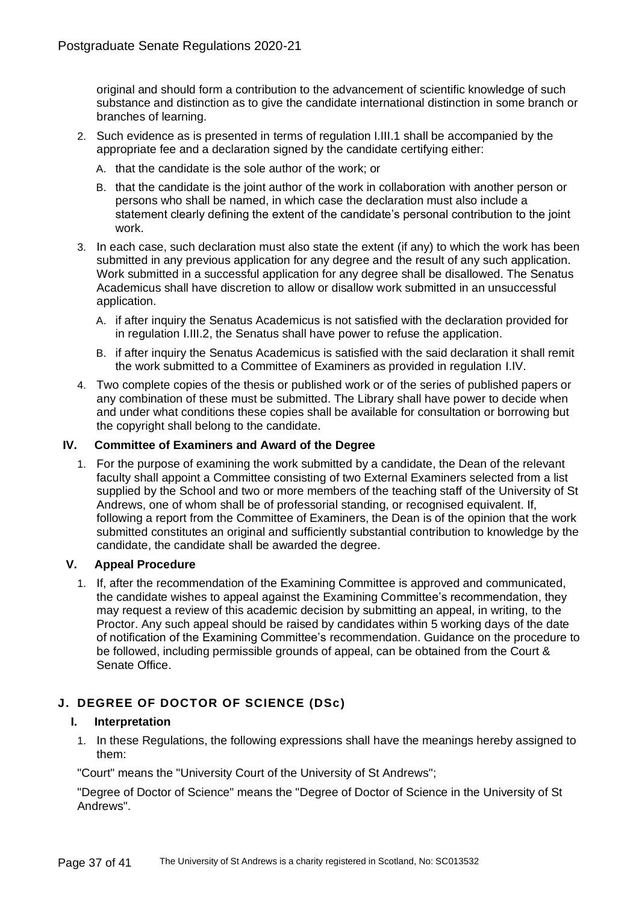original and should form a contribution to the advancement of scientific knowledge of such substance and distinction as to give the candidate international distinction in some branch or branches of learning.

2. Such evidence as is presented in terms of regulation I.III.1 shall be accompanied by the appropriate fee and a declaration signed by the candidate certifying either:
   - A. that the candidate is the sole author of the work; or
   - B. that the candidate is the joint author of the work in collaboration with another person or persons who shall be named, in which case the declaration must also include a statement clearly defining the extent of the candidate's personal contribution to the joint work.
3. In each case, such declaration must also state the extent (if any) to which the work has been submitted in any previous application for any degree and the result of any such application. Work submitted in a successful application for any degree shall be disallowed. The Senatus Academicus shall have discretion to allow or disallow work submitted in an unsuccessful application.
   - A. if after inquiry the Senatus Academicus is not satisfied with the declaration provided for in regulation I.III.2, the Senatus shall have power to refuse the application.
   - B. if after inquiry the Senatus Academicus is satisfied with the said declaration it shall remit the work submitted to a Committee of Examiners as provided in regulation I.IV.
4. Two complete copies of the thesis or published work or of the series of published papers or any combination of these must be submitted. The Library shall have power to decide when and under what conditions these copies shall be available for consultation or borrowing but the copyright shall belong to the candidate.

### IV. Committee of Examiners and Award of the Degree

1. For the purpose of examining the work submitted by a candidate, the Dean of the relevant faculty shall appoint a Committee consisting of two External Examiners selected from a list supplied by the School and two or more members of the teaching staff of the University of St Andrews, one of whom shall be of professorial standing, or recognised equivalent. If, following a report from the Committee of Examiners, the Dean is of the opinion that the work submitted constitutes an original and sufficiently substantial contribution to knowledge by the candidate, the candidate shall be awarded the degree.

### V. Appeal Procedure

1. If, after the recommendation of the Examining Committee is approved and communicated, the candidate wishes to appeal against the Examining Committee's recommendation, they may request a review of this academic decision by submitting an appeal, in writing, to the Proctor. Any such appeal should be raised by candidates within 5 working days of the date of notification of the Examining Committee's recommendation. Guidance on the procedure to be followed, including permissible grounds of appeal, can be obtained from the Court & Senate Office.

## J. DEGREE OF DOCTOR OF SCIENCE (DSc)

### I. Interpretation

1. In these Regulations, the following expressions shall have the meanings hereby assigned to them:

"Court" means the "University Court of the University of St Andrews";

"Degree of Doctor of Science" means the "Degree of Doctor of Science in the University of St Andrews".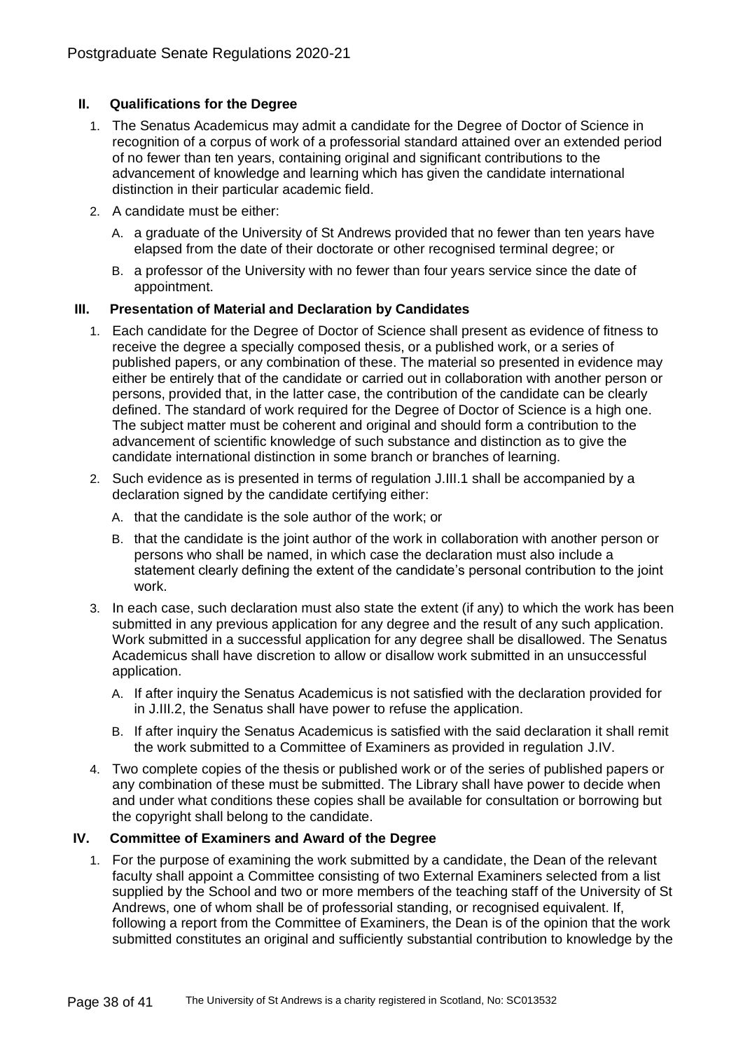## II. Qualifications for the Degree

1. The Senatus Academicus may admit a candidate for the Degree of Doctor of Science in recognition of a corpus of work of a professorial standard attained over an extended period of no fewer than ten years, containing original and significant contributions to the advancement of knowledge and learning which has given the candidate international distinction in their particular academic field.
2. A candidate must be either:
   - A. a graduate of the University of St Andrews provided that no fewer than ten years have elapsed from the date of their doctorate or other recognised terminal degree; or
   - B. a professor of the University with no fewer than four years service since the date of appointment.

## III. Presentation of Material and Declaration by Candidates

1. Each candidate for the Degree of Doctor of Science shall present as evidence of fitness to receive the degree a specially composed thesis, or a published work, or a series of published papers, or any combination of these. The material so presented in evidence may either be entirely that of the candidate or carried out in collaboration with another person or persons, provided that, in the latter case, the contribution of the candidate can be clearly defined. The standard of work required for the Degree of Doctor of Science is a high one. The subject matter must be coherent and original and should form a contribution to the advancement of scientific knowledge of such substance and distinction as to give the candidate international distinction in some branch or branches of learning.
2. Such evidence as is presented in terms of regulation J.III.1 shall be accompanied by a declaration signed by the candidate certifying either:
   - A. that the candidate is the sole author of the work; or
   - B. that the candidate is the joint author of the work in collaboration with another person or persons who shall be named, in which case the declaration must also include a statement clearly defining the extent of the candidate's personal contribution to the joint work.
3. In each case, such declaration must also state the extent (if any) to which the work has been submitted in any previous application for any degree and the result of any such application. Work submitted in a successful application for any degree shall be disallowed. The Senatus Academicus shall have discretion to allow or disallow work submitted in an unsuccessful application.
   - A. If after inquiry the Senatus Academicus is not satisfied with the declaration provided for in J.III.2, the Senatus shall have power to refuse the application.
   - B. If after inquiry the Senatus Academicus is satisfied with the said declaration it shall remit the work submitted to a Committee of Examiners as provided in regulation J.IV.
4. Two complete copies of the thesis or published work or of the series of published papers or any combination of these must be submitted. The Library shall have power to decide when and under what conditions these copies shall be available for consultation or borrowing but the copyright shall belong to the candidate.

## IV. Committee of Examiners and Award of the Degree

1. For the purpose of examining the work submitted by a candidate, the Dean of the relevant faculty shall appoint a Committee consisting of two External Examiners selected from a list supplied by the School and two or more members of the teaching staff of the University of St Andrews, one of whom shall be of professorial standing, or recognised equivalent. If, following a report from the Committee of Examiners, the Dean is of the opinion that the work submitted constitutes an original and sufficiently substantial contribution to knowledge by the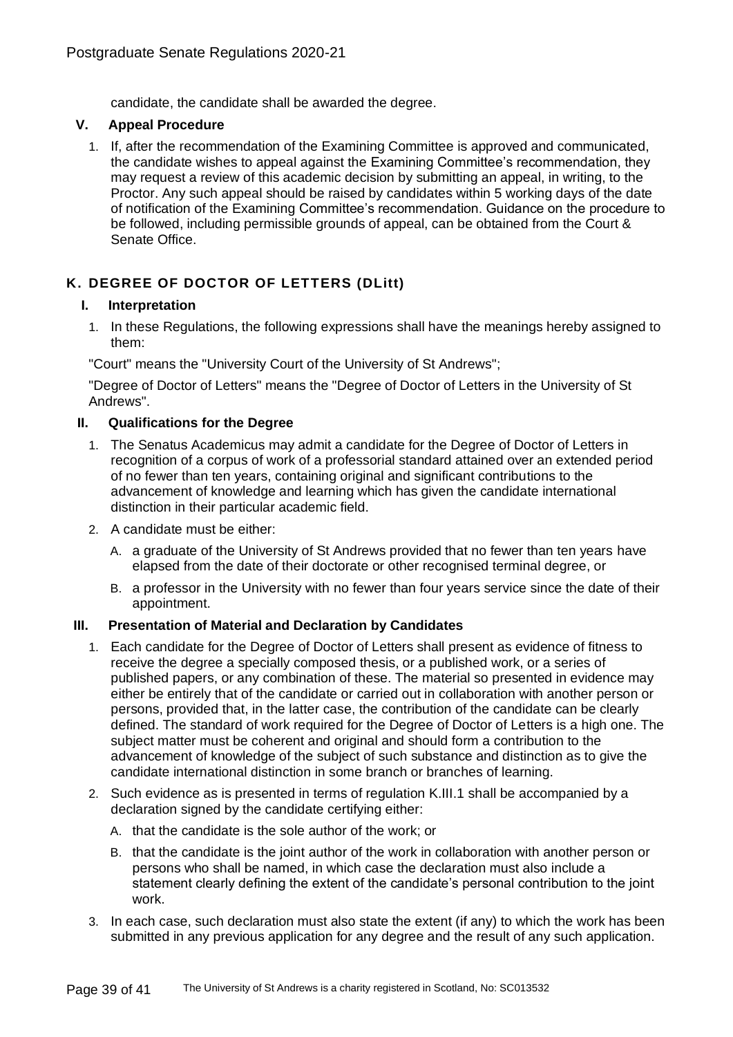candidate, the candidate shall be awarded the degree.

### V. Appeal Procedure

1. If, after the recommendation of the Examining Committee is approved and communicated, the candidate wishes to appeal against the Examining Committee's recommendation, they may request a review of this academic decision by submitting an appeal, in writing, to the Proctor. Any such appeal should be raised by candidates within 5 working days of the date of notification of the Examining Committee's recommendation. Guidance on the procedure to be followed, including permissible grounds of appeal, can be obtained from the Court & Senate Office.

## K. DEGREE OF DOCTOR OF LETTERS (DLitt)

### I. Interpretation

1. In these Regulations, the following expressions shall have the meanings hereby assigned to them:

"Court" means the "University Court of the University of St Andrews";

"Degree of Doctor of Letters" means the "Degree of Doctor of Letters in the University of St Andrews".

### II. Qualifications for the Degree

1. The Senatus Academicus may admit a candidate for the Degree of Doctor of Letters in recognition of a corpus of work of a professorial standard attained over an extended period of no fewer than ten years, containing original and significant contributions to the advancement of knowledge and learning which has given the candidate international distinction in their particular academic field.
2. A candidate must be either:
   A. a graduate of the University of St Andrews provided that no fewer than ten years have elapsed from the date of their doctorate or other recognised terminal degree, or
   B. a professor in the University with no fewer than four years service since the date of their appointment.

### III. Presentation of Material and Declaration by Candidates

1. Each candidate for the Degree of Doctor of Letters shall present as evidence of fitness to receive the degree a specially composed thesis, or a published work, or a series of published papers, or any combination of these. The material so presented in evidence may either be entirely that of the candidate or carried out in collaboration with another person or persons, provided that, in the latter case, the contribution of the candidate can be clearly defined. The standard of work required for the Degree of Doctor of Letters is a high one. The subject matter must be coherent and original and should form a contribution to the advancement of knowledge of the subject of such substance and distinction as to give the candidate international distinction in some branch or branches of learning.
2. Such evidence as is presented in terms of regulation K.III.1 shall be accompanied by a declaration signed by the candidate certifying either:
   A. that the candidate is the sole author of the work; or
   B. that the candidate is the joint author of the work in collaboration with another person or persons who shall be named, in which case the declaration must also include a statement clearly defining the extent of the candidate's personal contribution to the joint work.
3. In each case, such declaration must also state the extent (if any) to which the work has been submitted in any previous application for any degree and the result of any such application.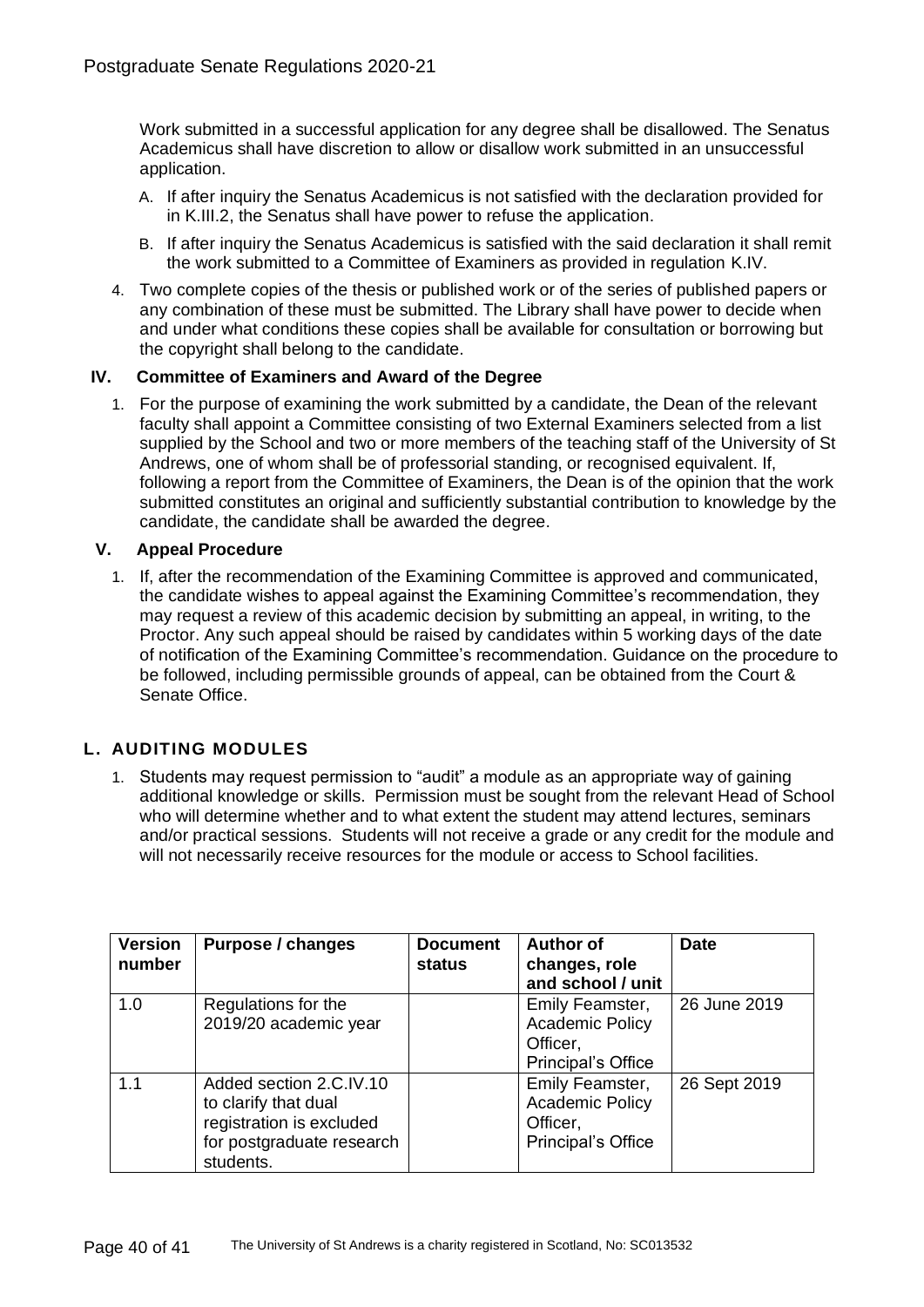Work submitted in a successful application for any degree shall be disallowed. The Senatus Academicus shall have discretion to allow or disallow work submitted in an unsuccessful application.

A. If after inquiry the Senatus Academicus is not satisfied with the declaration provided for in K.III.2, the Senatus shall have power to refuse the application.

B. If after inquiry the Senatus Academicus is satisfied with the said declaration it shall remit the work submitted to a Committee of Examiners as provided in regulation K.IV.

4. Two complete copies of the thesis or published work or of the series of published papers or any combination of these must be submitted. The Library shall have power to decide when and under what conditions these copies shall be available for consultation or borrowing but the copyright shall belong to the candidate.

### IV. Committee of Examiners and Award of the Degree

1. For the purpose of examining the work submitted by a candidate, the Dean of the relevant faculty shall appoint a Committee consisting of two External Examiners selected from a list supplied by the School and two or more members of the teaching staff of the University of St Andrews, one of whom shall be of professorial standing, or recognised equivalent. If, following a report from the Committee of Examiners, the Dean is of the opinion that the work submitted constitutes an original and sufficiently substantial contribution to knowledge by the candidate, the candidate shall be awarded the degree.

### V. Appeal Procedure

1. If, after the recommendation of the Examining Committee is approved and communicated, the candidate wishes to appeal against the Examining Committee's recommendation, they may request a review of this academic decision by submitting an appeal, in writing, to the Proctor. Any such appeal should be raised by candidates within 5 working days of the date of notification of the Examining Committee's recommendation. Guidance on the procedure to be followed, including permissible grounds of appeal, can be obtained from the Court & Senate Office.

## L. AUDITING MODULES

1. Students may request permission to "audit" a module as an appropriate way of gaining additional knowledge or skills. Permission must be sought from the relevant Head of School who will determine whether and to what extent the student may attend lectures, seminars and/or practical sessions. Students will not receive a grade or any credit for the module and will not necessarily receive resources for the module or access to School facilities.

| Version number | Purpose / changes | Document status | Author of changes, role and school / unit | Date |
|---|---|---|---|---|
| 1.0 | Regulations for the 2019/20 academic year | | Emily Feamster, Academic Policy Officer, Principal's Office | 26 June 2019 |
| 1.1 | Added section 2.C.IV.10 to clarify that dual registration is excluded for postgraduate research students. | | Emily Feamster, Academic Policy Officer, Principal's Office | 26 Sept 2019 |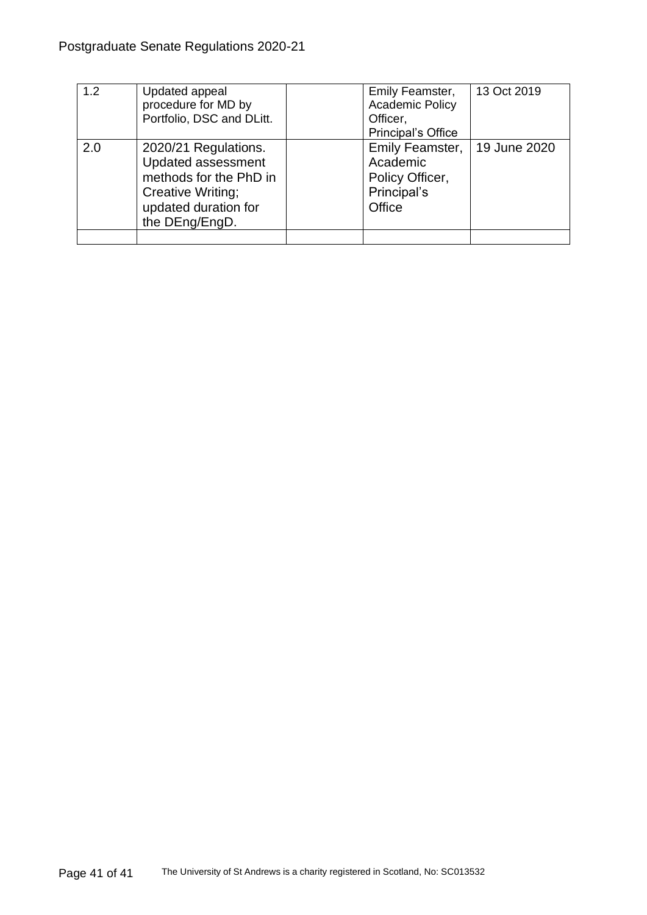| | | | | |
|---|---|---|---|---|
| 1.2 | Updated appeal procedure for MD by Portfolio, DSC and DLitt. | | Emily Feamster, Academic Policy Officer, Principal's Office | 13 Oct 2019 |
| 2.0 | 2020/21 Regulations. Updated assessment methods for the PhD in Creative Writing; updated duration for the DEng/EngD. | | Emily Feamster, Academic Policy Officer, Principal's Office | 19 June 2020 |
| | | | | |

The University of St Andrews is a charity registered in Scotland, No: SC013532